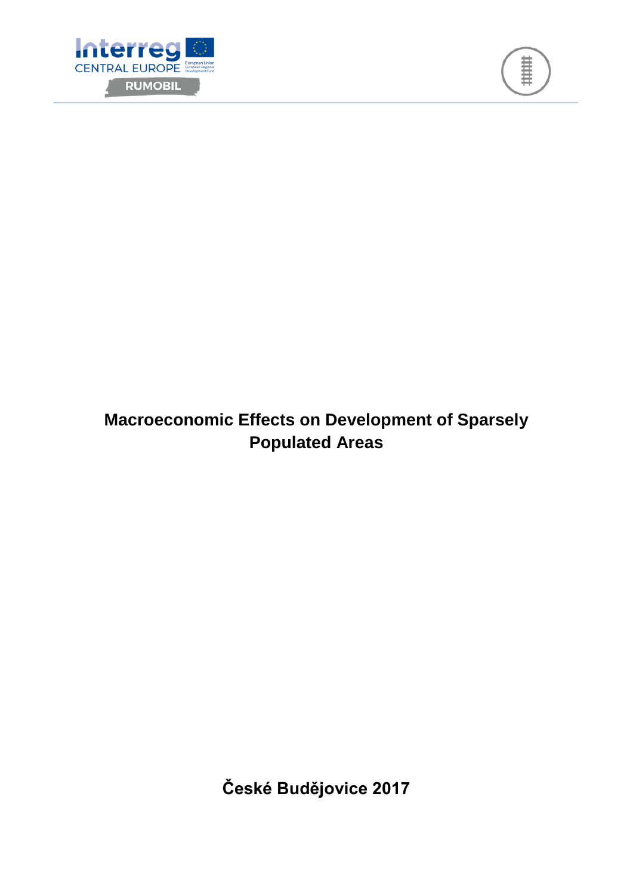# Macroeconomic Effects on Development of Sparsely Populated Areas

**České Budějovice 2017**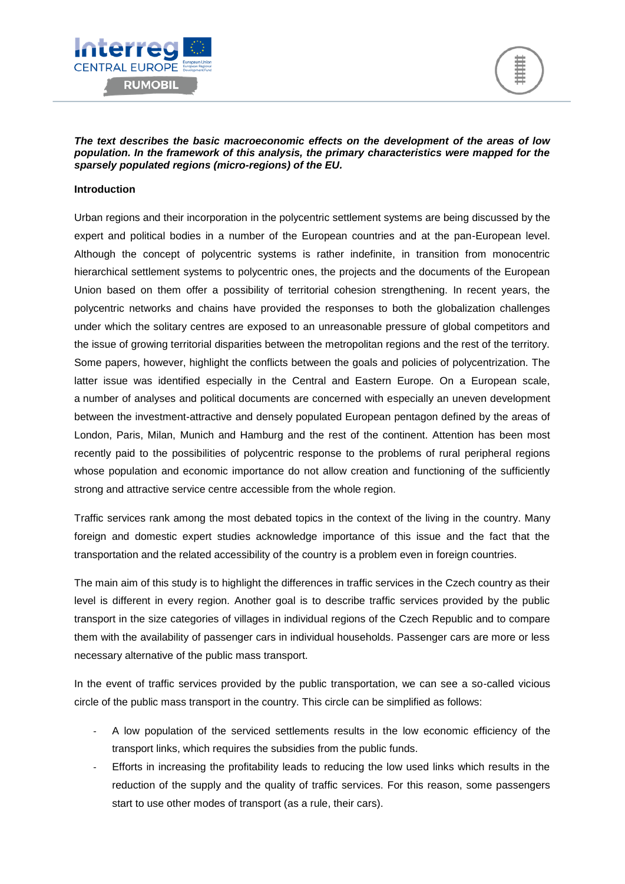***The text describes the basic macroeconomic effects on the development of the areas of low population. In the framework of this analysis, the primary characteristics were mapped for the sparsely populated regions (micro-regions) of the EU.***

**Introduction**

Urban regions and their incorporation in the polycentric settlement systems are being discussed by the expert and political bodies in a number of the European countries and at the pan-European level. Although the concept of polycentric systems is rather indefinite, in transition from monocentric hierarchical settlement systems to polycentric ones, the projects and the documents of the European Union based on them offer a possibility of territorial cohesion strengthening. In recent years, the polycentric networks and chains have provided the responses to both the globalization challenges under which the solitary centres are exposed to an unreasonable pressure of global competitors and the issue of growing territorial disparities between the metropolitan regions and the rest of the territory. Some papers, however, highlight the conflicts between the goals and policies of polycentrization. The latter issue was identified especially in the Central and Eastern Europe. On a European scale, a number of analyses and political documents are concerned with especially an uneven development between the investment-attractive and densely populated European pentagon defined by the areas of London, Paris, Milan, Munich and Hamburg and the rest of the continent. Attention has been most recently paid to the possibilities of polycentric response to the problems of rural peripheral regions whose population and economic importance do not allow creation and functioning of the sufficiently strong and attractive service centre accessible from the whole region.

Traffic services rank among the most debated topics in the context of the living in the country. Many foreign and domestic expert studies acknowledge importance of this issue and the fact that the transportation and the related accessibility of the country is a problem even in foreign countries.

The main aim of this study is to highlight the differences in traffic services in the Czech country as their level is different in every region. Another goal is to describe traffic services provided by the public transport in the size categories of villages in individual regions of the Czech Republic and to compare them with the availability of passenger cars in individual households. Passenger cars are more or less necessary alternative of the public mass transport.

In the event of traffic services provided by the public transportation, we can see a so-called vicious circle of the public mass transport in the country. This circle can be simplified as follows:

- A low population of the serviced settlements results in the low economic efficiency of the transport links, which requires the subsidies from the public funds.
- Efforts in increasing the profitability leads to reducing the low used links which results in the reduction of the supply and the quality of traffic services. For this reason, some passengers start to use other modes of transport (as a rule, their cars).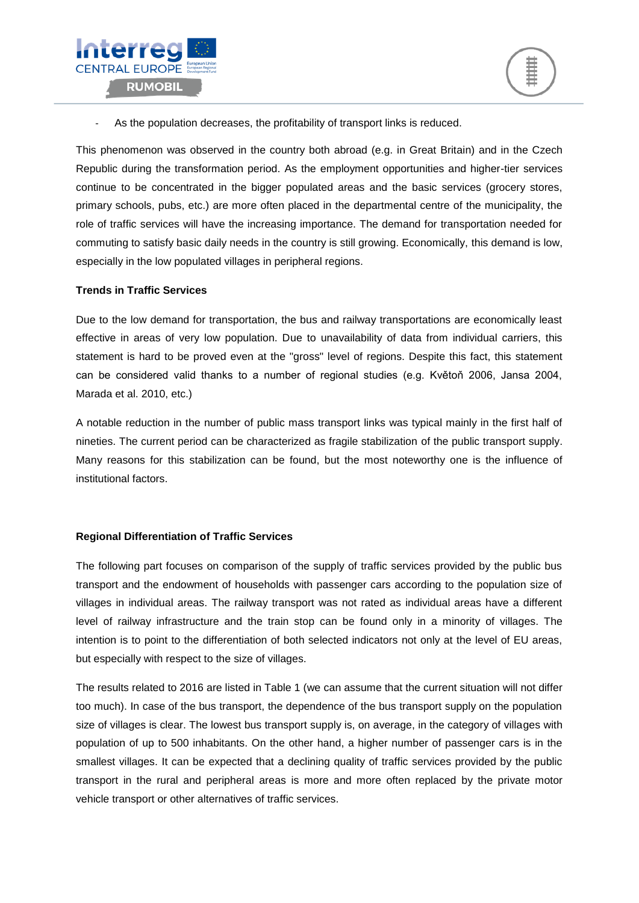- As the population decreases, the profitability of transport links is reduced.

This phenomenon was observed in the country both abroad (e.g. in Great Britain) and in the Czech Republic during the transformation period. As the employment opportunities and higher-tier services continue to be concentrated in the bigger populated areas and the basic services (grocery stores, primary schools, pubs, etc.) are more often placed in the departmental centre of the municipality, the role of traffic services will have the increasing importance. The demand for transportation needed for commuting to satisfy basic daily needs in the country is still growing. Economically, this demand is low, especially in the low populated villages in peripheral regions.

**Trends in Traffic Services**

Due to the low demand for transportation, the bus and railway transportations are economically least effective in areas of very low population. Due to unavailability of data from individual carriers, this statement is hard to be proved even at the "gross" level of regions. Despite this fact, this statement can be considered valid thanks to a number of regional studies (e.g. Květoň 2006, Jansa 2004, Marada et al. 2010, etc.)

A notable reduction in the number of public mass transport links was typical mainly in the first half of nineties. The current period can be characterized as fragile stabilization of the public transport supply. Many reasons for this stabilization can be found, but the most noteworthy one is the influence of institutional factors.

**Regional Differentiation of Traffic Services**

The following part focuses on comparison of the supply of traffic services provided by the public bus transport and the endowment of households with passenger cars according to the population size of villages in individual areas. The railway transport was not rated as individual areas have a different level of railway infrastructure and the train stop can be found only in a minority of villages. The intention is to point to the differentiation of both selected indicators not only at the level of EU areas, but especially with respect to the size of villages.

The results related to 2016 are listed in Table 1 (we can assume that the current situation will not differ too much). In case of the bus transport, the dependence of the bus transport supply on the population size of villages is clear. The lowest bus transport supply is, on average, in the category of villages with population of up to 500 inhabitants. On the other hand, a higher number of passenger cars is in the smallest villages. It can be expected that a declining quality of traffic services provided by the public transport in the rural and peripheral areas is more and more often replaced by the private motor vehicle transport or other alternatives of traffic services.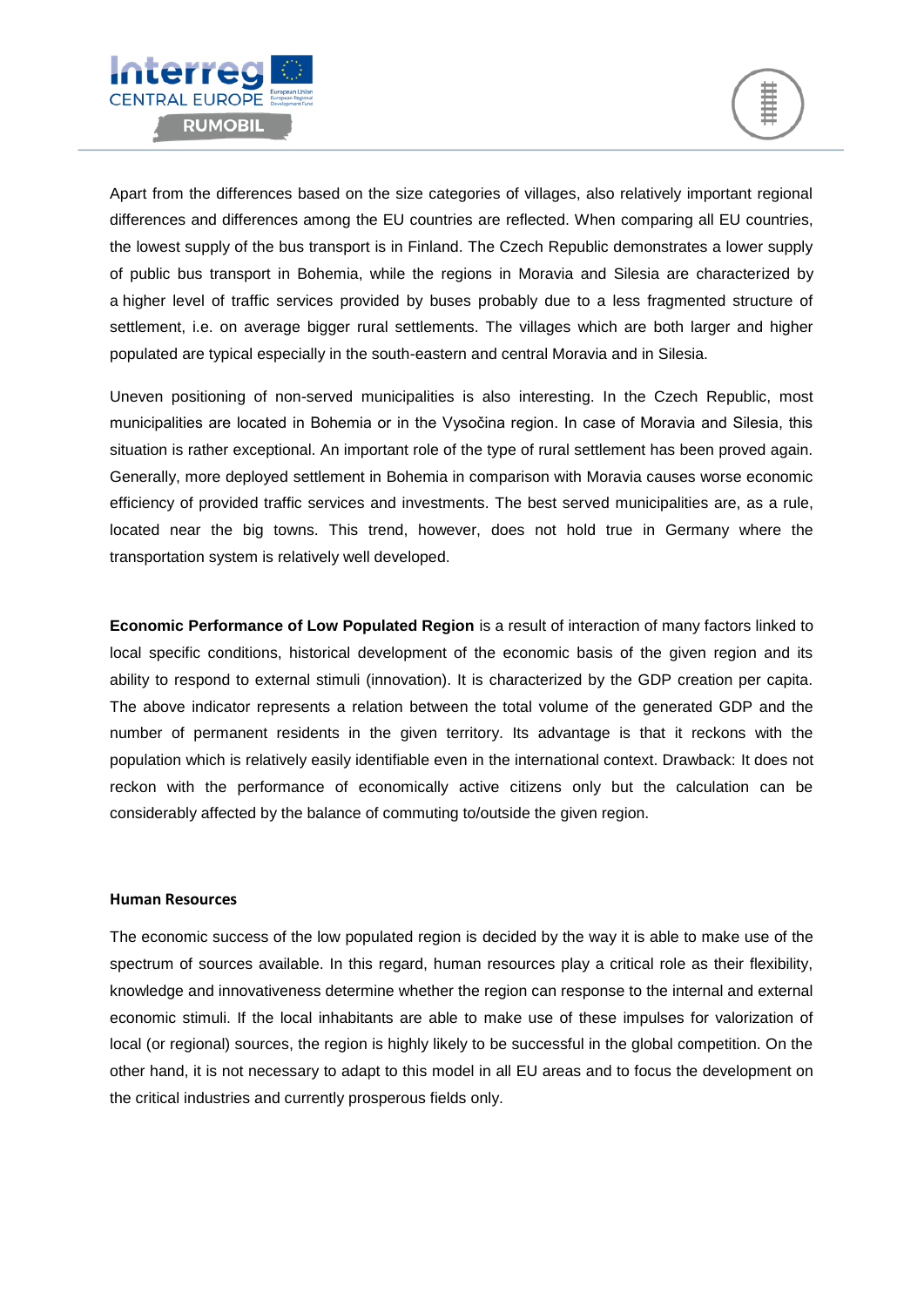Apart from the differences based on the size categories of villages, also relatively important regional differences and differences among the EU countries are reflected. When comparing all EU countries, the lowest supply of the bus transport is in Finland. The Czech Republic demonstrates a lower supply of public bus transport in Bohemia, while the regions in Moravia and Silesia are characterized by a higher level of traffic services provided by buses probably due to a less fragmented structure of settlement, i.e. on average bigger rural settlements. The villages which are both larger and higher populated are typical especially in the south-eastern and central Moravia and in Silesia.

Uneven positioning of non-served municipalities is also interesting. In the Czech Republic, most municipalities are located in Bohemia or in the Vysočina region. In case of Moravia and Silesia, this situation is rather exceptional. An important role of the type of rural settlement has been proved again. Generally, more deployed settlement in Bohemia in comparison with Moravia causes worse economic efficiency of provided traffic services and investments. The best served municipalities are, as a rule, located near the big towns. This trend, however, does not hold true in Germany where the transportation system is relatively well developed.

**Economic Performance of Low Populated Region** is a result of interaction of many factors linked to local specific conditions, historical development of the economic basis of the given region and its ability to respond to external stimuli (innovation). It is characterized by the GDP creation per capita. The above indicator represents a relation between the total volume of the generated GDP and the number of permanent residents in the given territory. Its advantage is that it reckons with the population which is relatively easily identifiable even in the international context. Drawback: It does not reckon with the performance of economically active citizens only but the calculation can be considerably affected by the balance of commuting to/outside the given region.

**Human Resources**

The economic success of the low populated region is decided by the way it is able to make use of the spectrum of sources available. In this regard, human resources play a critical role as their flexibility, knowledge and innovativeness determine whether the region can response to the internal and external economic stimuli. If the local inhabitants are able to make use of these impulses for valorization of local (or regional) sources, the region is highly likely to be successful in the global competition. On the other hand, it is not necessary to adapt to this model in all EU areas and to focus the development on the critical industries and currently prosperous fields only.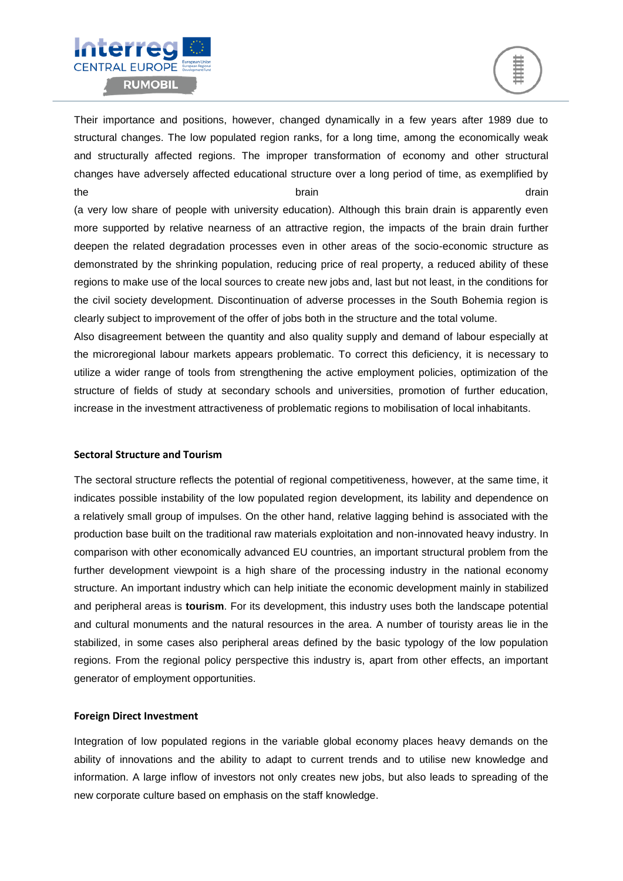Their importance and positions, however, changed dynamically in a few years after 1989 due to structural changes. The low populated region ranks, for a long time, among the economically weak and structurally affected regions. The improper transformation of economy and other structural changes have adversely affected educational structure over a long period of time, as exemplified by the brain drain (a very low share of people with university education). Although this brain drain is apparently even more supported by relative nearness of an attractive region, the impacts of the brain drain further deepen the related degradation processes even in other areas of the socio-economic structure as demonstrated by the shrinking population, reducing price of real property, a reduced ability of these regions to make use of the local sources to create new jobs and, last but not least, in the conditions for the civil society development. Discontinuation of adverse processes in the South Bohemia region is clearly subject to improvement of the offer of jobs both in the structure and the total volume.

Also disagreement between the quantity and also quality supply and demand of labour especially at the microregional labour markets appears problematic. To correct this deficiency, it is necessary to utilize a wider range of tools from strengthening the active employment policies, optimization of the structure of fields of study at secondary schools and universities, promotion of further education, increase in the investment attractiveness of problematic regions to mobilisation of local inhabitants.

### Sectoral Structure and Tourism

The sectoral structure reflects the potential of regional competitiveness, however, at the same time, it indicates possible instability of the low populated region development, its lability and dependence on a relatively small group of impulses. On the other hand, relative lagging behind is associated with the production base built on the traditional raw materials exploitation and non-innovated heavy industry. In comparison with other economically advanced EU countries, an important structural problem from the further development viewpoint is a high share of the processing industry in the national economy structure. An important industry which can help initiate the economic development mainly in stabilized and peripheral areas is **tourism**. For its development, this industry uses both the landscape potential and cultural monuments and the natural resources in the area. A number of touristy areas lie in the stabilized, in some cases also peripheral areas defined by the basic typology of the low population regions. From the regional policy perspective this industry is, apart from other effects, an important generator of employment opportunities.

### Foreign Direct Investment

Integration of low populated regions in the variable global economy places heavy demands on the ability of innovations and the ability to adapt to current trends and to utilise new knowledge and information. A large inflow of investors not only creates new jobs, but also leads to spreading of the new corporate culture based on emphasis on the staff knowledge.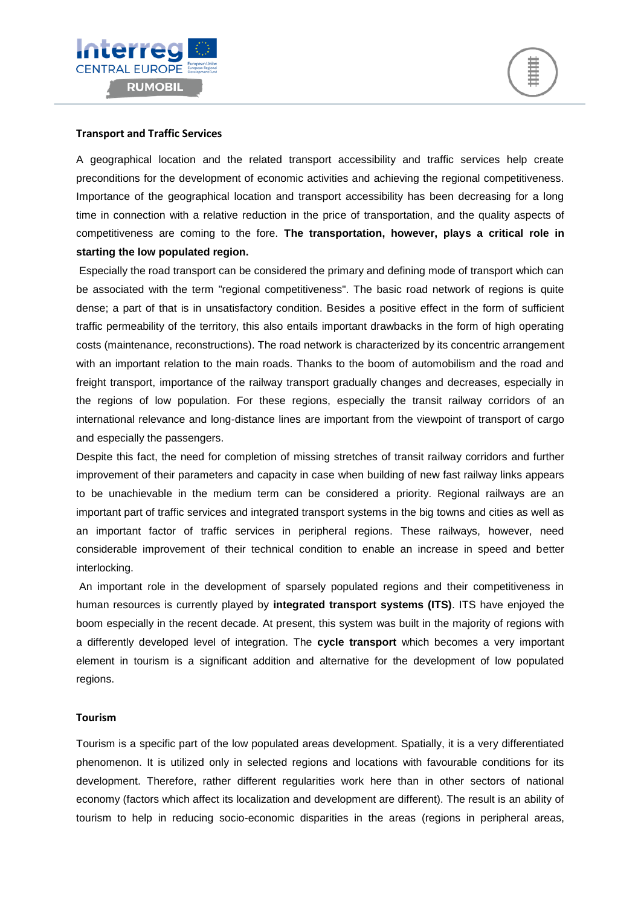### Transport and Traffic Services

A geographical location and the related transport accessibility and traffic services help create preconditions for the development of economic activities and achieving the regional competitiveness. Importance of the geographical location and transport accessibility has been decreasing for a long time in connection with a relative reduction in the price of transportation, and the quality aspects of competitiveness are coming to the fore. **The transportation, however, plays a critical role in starting the low populated region.**

Especially the road transport can be considered the primary and defining mode of transport which can be associated with the term "regional competitiveness". The basic road network of regions is quite dense; a part of that is in unsatisfactory condition. Besides a positive effect in the form of sufficient traffic permeability of the territory, this also entails important drawbacks in the form of high operating costs (maintenance, reconstructions). The road network is characterized by its concentric arrangement with an important relation to the main roads. Thanks to the boom of automobilism and the road and freight transport, importance of the railway transport gradually changes and decreases, especially in the regions of low population. For these regions, especially the transit railway corridors of an international relevance and long-distance lines are important from the viewpoint of transport of cargo and especially the passengers.

Despite this fact, the need for completion of missing stretches of transit railway corridors and further improvement of their parameters and capacity in case when building of new fast railway links appears to be unachievable in the medium term can be considered a priority. Regional railways are an important part of traffic services and integrated transport systems in the big towns and cities as well as an important factor of traffic services in peripheral regions. These railways, however, need considerable improvement of their technical condition to enable an increase in speed and better interlocking.

An important role in the development of sparsely populated regions and their competitiveness in human resources is currently played by **integrated transport systems (ITS)**. ITS have enjoyed the boom especially in the recent decade. At present, this system was built in the majority of regions with a differently developed level of integration. The **cycle transport** which becomes a very important element in tourism is a significant addition and alternative for the development of low populated regions.

### Tourism

Tourism is a specific part of the low populated areas development. Spatially, it is a very differentiated phenomenon. It is utilized only in selected regions and locations with favourable conditions for its development. Therefore, rather different regularities work here than in other sectors of national economy (factors which affect its localization and development are different). The result is an ability of tourism to help in reducing socio-economic disparities in the areas (regions in peripheral areas,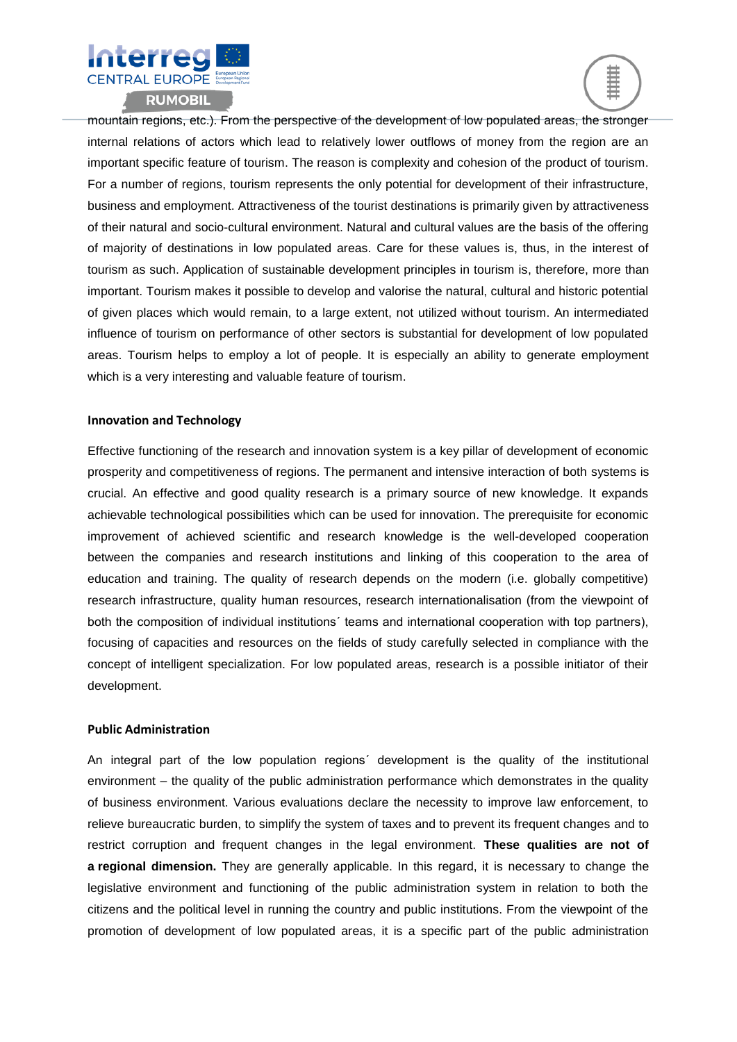mountain regions, etc.). From the perspective of the development of low populated areas, the stronger internal relations of actors which lead to relatively lower outflows of money from the region are an important specific feature of tourism. The reason is complexity and cohesion of the product of tourism. For a number of regions, tourism represents the only potential for development of their infrastructure, business and employment. Attractiveness of the tourist destinations is primarily given by attractiveness of their natural and socio-cultural environment. Natural and cultural values are the basis of the offering of majority of destinations in low populated areas. Care for these values is, thus, in the interest of tourism as such. Application of sustainable development principles in tourism is, therefore, more than important. Tourism makes it possible to develop and valorise the natural, cultural and historic potential of given places which would remain, to a large extent, not utilized without tourism. An intermediated influence of tourism on performance of other sectors is substantial for development of low populated areas. Tourism helps to employ a lot of people. It is especially an ability to generate employment which is a very interesting and valuable feature of tourism.

**Innovation and Technology**

Effective functioning of the research and innovation system is a key pillar of development of economic prosperity and competitiveness of regions. The permanent and intensive interaction of both systems is crucial. An effective and good quality research is a primary source of new knowledge. It expands achievable technological possibilities which can be used for innovation. The prerequisite for economic improvement of achieved scientific and research knowledge is the well-developed cooperation between the companies and research institutions and linking of this cooperation to the area of education and training. The quality of research depends on the modern (i.e. globally competitive) research infrastructure, quality human resources, research internationalisation (from the viewpoint of both the composition of individual institutions´ teams and international cooperation with top partners), focusing of capacities and resources on the fields of study carefully selected in compliance with the concept of intelligent specialization. For low populated areas, research is a possible initiator of their development.

**Public Administration**

An integral part of the low population regions´ development is the quality of the institutional environment – the quality of the public administration performance which demonstrates in the quality of business environment. Various evaluations declare the necessity to improve law enforcement, to relieve bureaucratic burden, to simplify the system of taxes and to prevent its frequent changes and to restrict corruption and frequent changes in the legal environment. **These qualities are not of a regional dimension.** They are generally applicable. In this regard, it is necessary to change the legislative environment and functioning of the public administration system in relation to both the citizens and the political level in running the country and public institutions. From the viewpoint of the promotion of development of low populated areas, it is a specific part of the public administration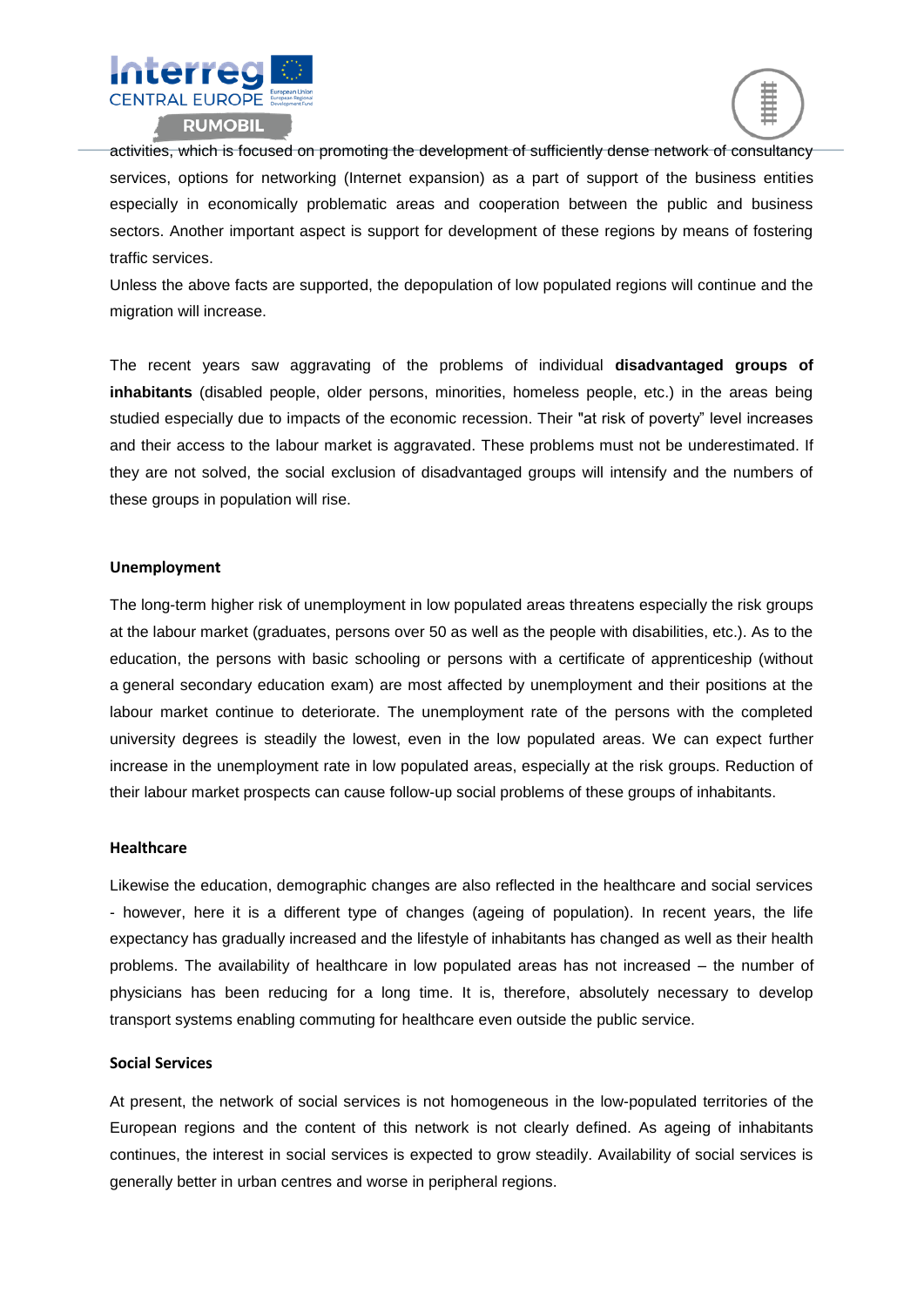activities, which is focused on promoting the development of sufficiently dense network of consultancy services, options for networking (Internet expansion) as a part of support of the business entities especially in economically problematic areas and cooperation between the public and business sectors. Another important aspect is support for development of these regions by means of fostering traffic services.

Unless the above facts are supported, the depopulation of low populated regions will continue and the migration will increase.

The recent years saw aggravating of the problems of individual **disadvantaged groups of inhabitants** (disabled people, older persons, minorities, homeless people, etc.) in the areas being studied especially due to impacts of the economic recession. Their "at risk of poverty" level increases and their access to the labour market is aggravated. These problems must not be underestimated. If they are not solved, the social exclusion of disadvantaged groups will intensify and the numbers of these groups in population will rise.

### Unemployment

The long-term higher risk of unemployment in low populated areas threatens especially the risk groups at the labour market (graduates, persons over 50 as well as the people with disabilities, etc.). As to the education, the persons with basic schooling or persons with a certificate of apprenticeship (without a general secondary education exam) are most affected by unemployment and their positions at the labour market continue to deteriorate. The unemployment rate of the persons with the completed university degrees is steadily the lowest, even in the low populated areas. We can expect further increase in the unemployment rate in low populated areas, especially at the risk groups. Reduction of their labour market prospects can cause follow-up social problems of these groups of inhabitants.

### Healthcare

Likewise the education, demographic changes are also reflected in the healthcare and social services - however, here it is a different type of changes (ageing of population). In recent years, the life expectancy has gradually increased and the lifestyle of inhabitants has changed as well as their health problems. The availability of healthcare in low populated areas has not increased – the number of physicians has been reducing for a long time. It is, therefore, absolutely necessary to develop transport systems enabling commuting for healthcare even outside the public service.

### Social Services

At present, the network of social services is not homogeneous in the low-populated territories of the European regions and the content of this network is not clearly defined. As ageing of inhabitants continues, the interest in social services is expected to grow steadily. Availability of social services is generally better in urban centres and worse in peripheral regions.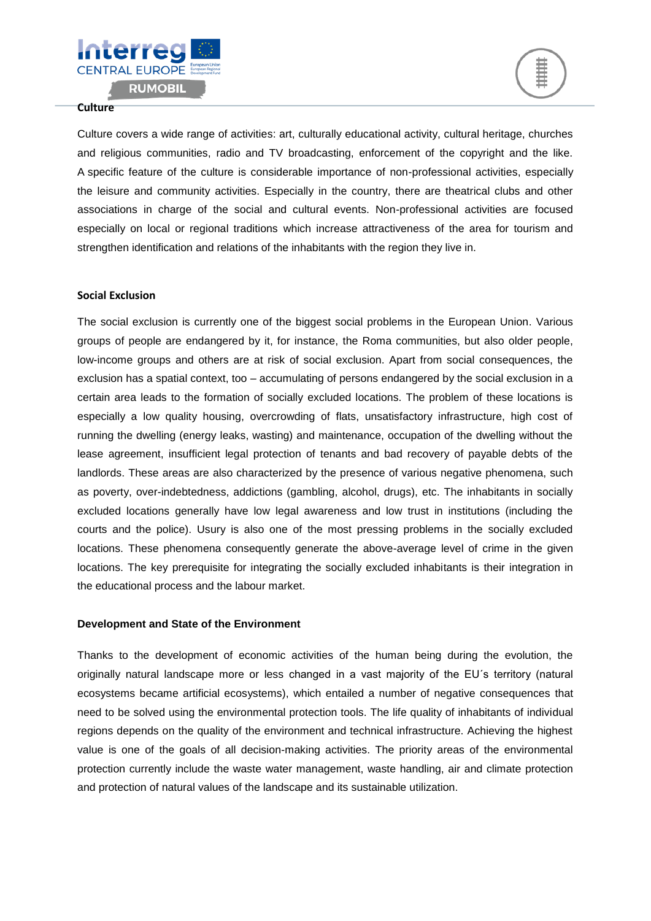## Culture

Culture covers a wide range of activities: art, culturally educational activity, cultural heritage, churches and religious communities, radio and TV broadcasting, enforcement of the copyright and the like. A specific feature of the culture is considerable importance of non-professional activities, especially the leisure and community activities. Especially in the country, there are theatrical clubs and other associations in charge of the social and cultural events. Non-professional activities are focused especially on local or regional traditions which increase attractiveness of the area for tourism and strengthen identification and relations of the inhabitants with the region they live in.

## Social Exclusion

The social exclusion is currently one of the biggest social problems in the European Union. Various groups of people are endangered by it, for instance, the Roma communities, but also older people, low-income groups and others are at risk of social exclusion. Apart from social consequences, the exclusion has a spatial context, too – accumulating of persons endangered by the social exclusion in a certain area leads to the formation of socially excluded locations. The problem of these locations is especially a low quality housing, overcrowding of flats, unsatisfactory infrastructure, high cost of running the dwelling (energy leaks, wasting) and maintenance, occupation of the dwelling without the lease agreement, insufficient legal protection of tenants and bad recovery of payable debts of the landlords. These areas are also characterized by the presence of various negative phenomena, such as poverty, over-indebtedness, addictions (gambling, alcohol, drugs), etc. The inhabitants in socially excluded locations generally have low legal awareness and low trust in institutions (including the courts and the police). Usury is also one of the most pressing problems in the socially excluded locations. These phenomena consequently generate the above-average level of crime in the given locations. The key prerequisite for integrating the socially excluded inhabitants is their integration in the educational process and the labour market.

## Development and State of the Environment

Thanks to the development of economic activities of the human being during the evolution, the originally natural landscape more or less changed in a vast majority of the EU´s territory (natural ecosystems became artificial ecosystems), which entailed a number of negative consequences that need to be solved using the environmental protection tools. The life quality of inhabitants of individual regions depends on the quality of the environment and technical infrastructure. Achieving the highest value is one of the goals of all decision-making activities. The priority areas of the environmental protection currently include the waste water management, waste handling, air and climate protection and protection of natural values of the landscape and its sustainable utilization.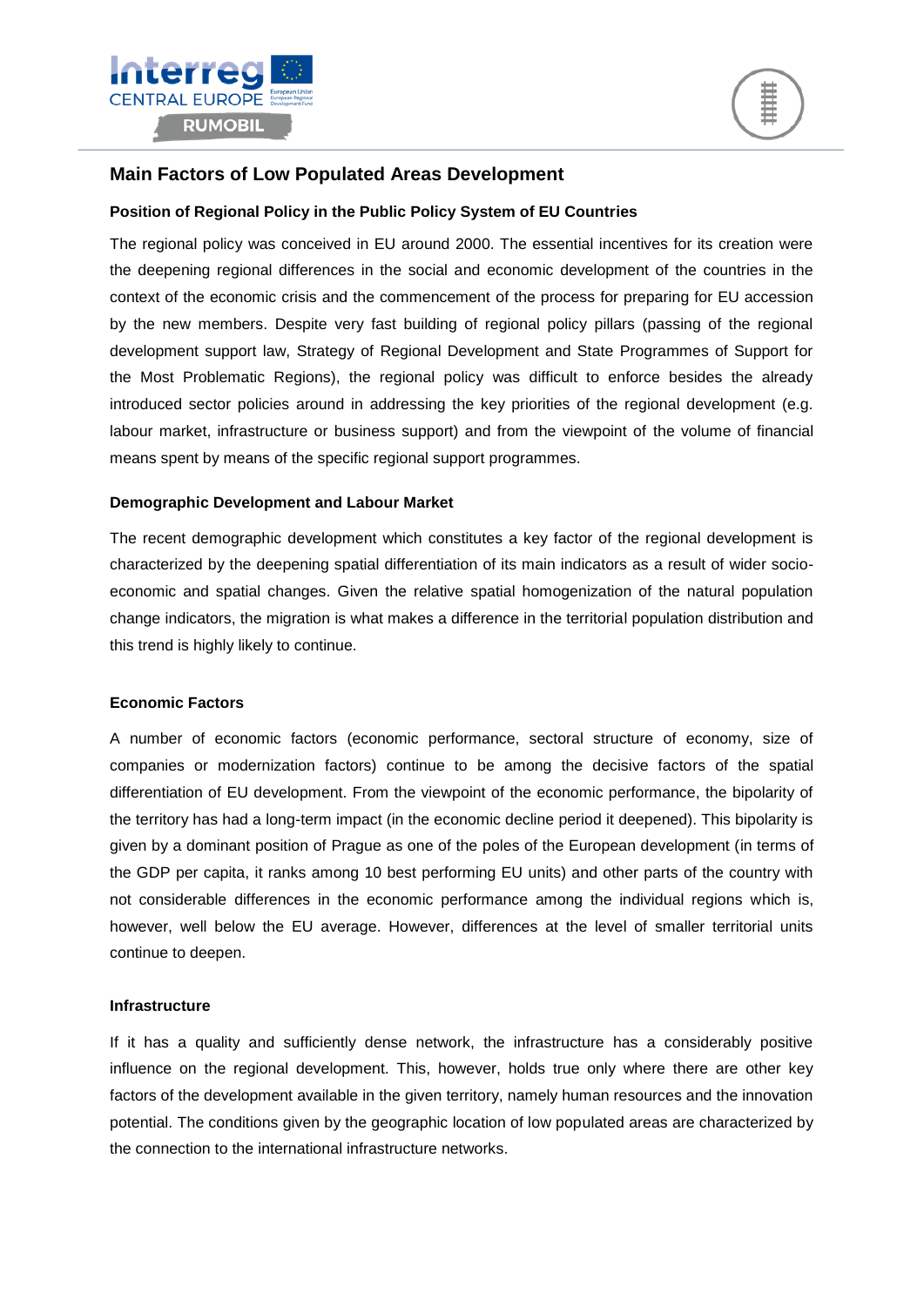## Main Factors of Low Populated Areas Development

### Position of Regional Policy in the Public Policy System of EU Countries

The regional policy was conceived in EU around 2000. The essential incentives for its creation were the deepening regional differences in the social and economic development of the countries in the context of the economic crisis and the commencement of the process for preparing for EU accession by the new members. Despite very fast building of regional policy pillars (passing of the regional development support law, Strategy of Regional Development and State Programmes of Support for the Most Problematic Regions), the regional policy was difficult to enforce besides the already introduced sector policies around in addressing the key priorities of the regional development (e.g. labour market, infrastructure or business support) and from the viewpoint of the volume of financial means spent by means of the specific regional support programmes.

### Demographic Development and Labour Market

The recent demographic development which constitutes a key factor of the regional development is characterized by the deepening spatial differentiation of its main indicators as a result of wider socio-economic and spatial changes. Given the relative spatial homogenization of the natural population change indicators, the migration is what makes a difference in the territorial population distribution and this trend is highly likely to continue.

### Economic Factors

A number of economic factors (economic performance, sectoral structure of economy, size of companies or modernization factors) continue to be among the decisive factors of the spatial differentiation of EU development. From the viewpoint of the economic performance, the bipolarity of the territory has had a long-term impact (in the economic decline period it deepened). This bipolarity is given by a dominant position of Prague as one of the poles of the European development (in terms of the GDP per capita, it ranks among 10 best performing EU units) and other parts of the country with not considerable differences in the economic performance among the individual regions which is, however, well below the EU average. However, differences at the level of smaller territorial units continue to deepen.

### Infrastructure

If it has a quality and sufficiently dense network, the infrastructure has a considerably positive influence on the regional development. This, however, holds true only where there are other key factors of the development available in the given territory, namely human resources and the innovation potential. The conditions given by the geographic location of low populated areas are characterized by the connection to the international infrastructure networks.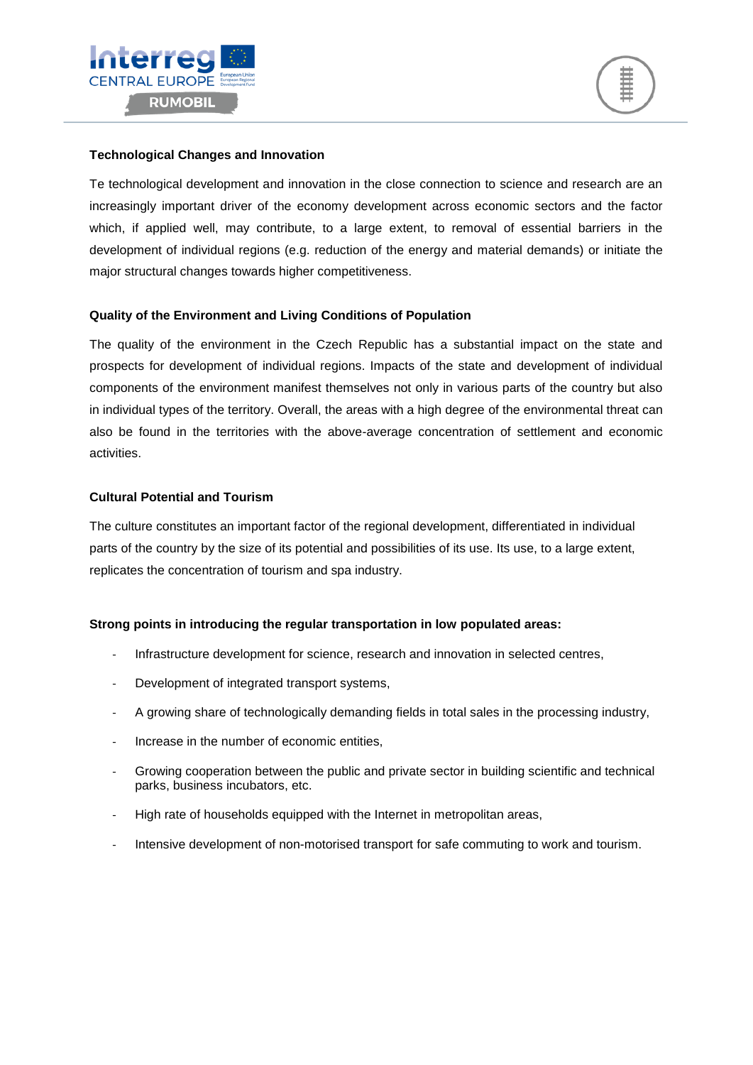**Technological Changes and Innovation**

Te technological development and innovation in the close connection to science and research are an increasingly important driver of the economy development across economic sectors and the factor which, if applied well, may contribute, to a large extent, to removal of essential barriers in the development of individual regions (e.g. reduction of the energy and material demands) or initiate the major structural changes towards higher competitiveness.

**Quality of the Environment and Living Conditions of Population**

The quality of the environment in the Czech Republic has a substantial impact on the state and prospects for development of individual regions. Impacts of the state and development of individual components of the environment manifest themselves not only in various parts of the country but also in individual types of the territory. Overall, the areas with a high degree of the environmental threat can also be found in the territories with the above-average concentration of settlement and economic activities.

**Cultural Potential and Tourism**

The culture constitutes an important factor of the regional development, differentiated in individual parts of the country by the size of its potential and possibilities of its use. Its use, to a large extent, replicates the concentration of tourism and spa industry.

**Strong points in introducing the regular transportation in low populated areas:**

- Infrastructure development for science, research and innovation in selected centres,
- Development of integrated transport systems,
- A growing share of technologically demanding fields in total sales in the processing industry,
- Increase in the number of economic entities,
- Growing cooperation between the public and private sector in building scientific and technical parks, business incubators, etc.
- High rate of households equipped with the Internet in metropolitan areas,
- Intensive development of non-motorised transport for safe commuting to work and tourism.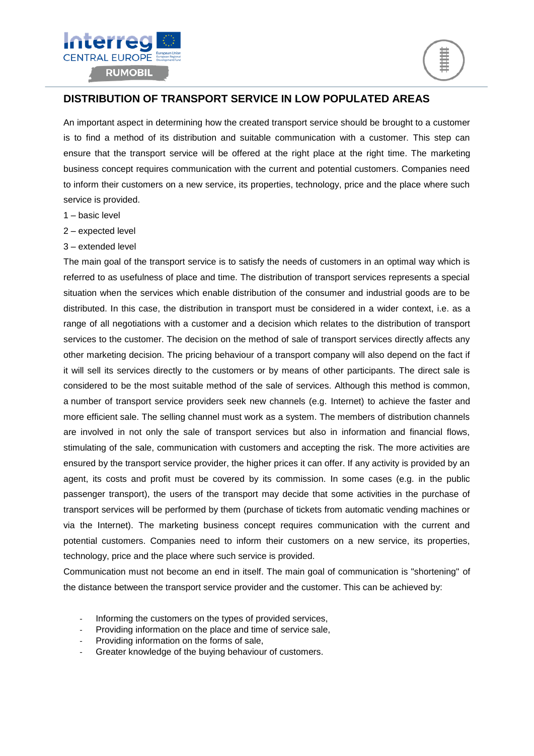## DISTRIBUTION OF TRANSPORT SERVICE IN LOW POPULATED AREAS

An important aspect in determining how the created transport service should be brought to a customer is to find a method of its distribution and suitable communication with a customer. This step can ensure that the transport service will be offered at the right place at the right time. The marketing business concept requires communication with the current and potential customers. Companies need to inform their customers on a new service, its properties, technology, price and the place where such service is provided.

1 – basic level

2 – expected level

3 – extended level

The main goal of the transport service is to satisfy the needs of customers in an optimal way which is referred to as usefulness of place and time. The distribution of transport services represents a special situation when the services which enable distribution of the consumer and industrial goods are to be distributed. In this case, the distribution in transport must be considered in a wider context, i.e. as a range of all negotiations with a customer and a decision which relates to the distribution of transport services to the customer. The decision on the method of sale of transport services directly affects any other marketing decision. The pricing behaviour of a transport company will also depend on the fact if it will sell its services directly to the customers or by means of other participants. The direct sale is considered to be the most suitable method of the sale of services. Although this method is common, a number of transport service providers seek new channels (e.g. Internet) to achieve the faster and more efficient sale. The selling channel must work as a system. The members of distribution channels are involved in not only the sale of transport services but also in information and financial flows, stimulating of the sale, communication with customers and accepting the risk. The more activities are ensured by the transport service provider, the higher prices it can offer. If any activity is provided by an agent, its costs and profit must be covered by its commission. In some cases (e.g. in the public passenger transport), the users of the transport may decide that some activities in the purchase of transport services will be performed by them (purchase of tickets from automatic vending machines or via the Internet). The marketing business concept requires communication with the current and potential customers. Companies need to inform their customers on a new service, its properties, technology, price and the place where such service is provided.

Communication must not become an end in itself. The main goal of communication is "shortening" of the distance between the transport service provider and the customer. This can be achieved by:

- Informing the customers on the types of provided services,
- Providing information on the place and time of service sale,
- Providing information on the forms of sale,
- Greater knowledge of the buying behaviour of customers.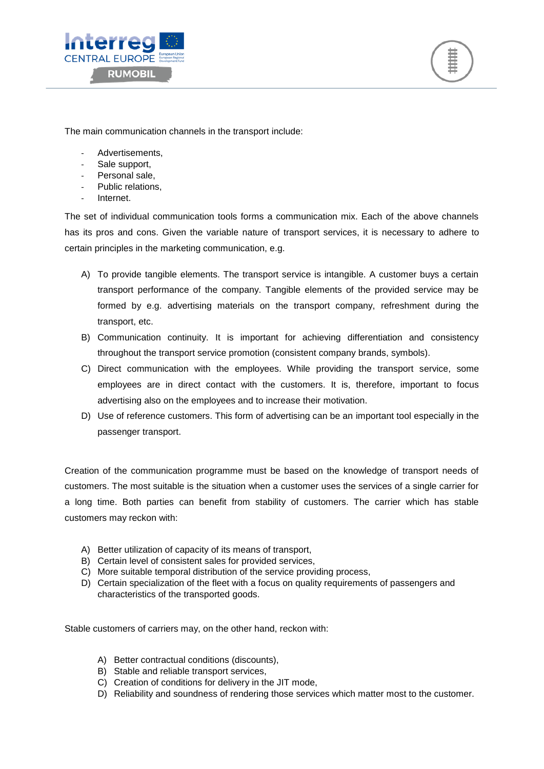The main communication channels in the transport include:

- Advertisements,
- Sale support,
- Personal sale,
- Public relations,
- Internet.

The set of individual communication tools forms a communication mix. Each of the above channels has its pros and cons. Given the variable nature of transport services, it is necessary to adhere to certain principles in the marketing communication, e.g.

A) To provide tangible elements. The transport service is intangible. A customer buys a certain transport performance of the company. Tangible elements of the provided service may be formed by e.g. advertising materials on the transport company, refreshment during the transport, etc.
B) Communication continuity. It is important for achieving differentiation and consistency throughout the transport service promotion (consistent company brands, symbols).
C) Direct communication with the employees. While providing the transport service, some employees are in direct contact with the customers. It is, therefore, important to focus advertising also on the employees and to increase their motivation.
D) Use of reference customers. This form of advertising can be an important tool especially in the passenger transport.

Creation of the communication programme must be based on the knowledge of transport needs of customers. The most suitable is the situation when a customer uses the services of a single carrier for a long time. Both parties can benefit from stability of customers. The carrier which has stable customers may reckon with:

A) Better utilization of capacity of its means of transport,
B) Certain level of consistent sales for provided services,
C) More suitable temporal distribution of the service providing process,
D) Certain specialization of the fleet with a focus on quality requirements of passengers and characteristics of the transported goods.

Stable customers of carriers may, on the other hand, reckon with:

A) Better contractual conditions (discounts),
B) Stable and reliable transport services,
C) Creation of conditions for delivery in the JIT mode,
D) Reliability and soundness of rendering those services which matter most to the customer.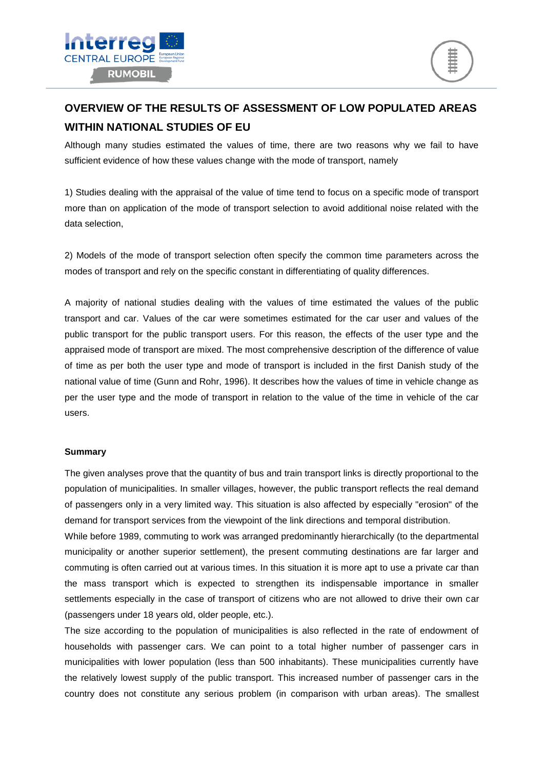## OVERVIEW OF THE RESULTS OF ASSESSMENT OF LOW POPULATED AREAS WITHIN NATIONAL STUDIES OF EU

Although many studies estimated the values of time, there are two reasons why we fail to have sufficient evidence of how these values change with the mode of transport, namely

1) Studies dealing with the appraisal of the value of time tend to focus on a specific mode of transport more than on application of the mode of transport selection to avoid additional noise related with the data selection,

2) Models of the mode of transport selection often specify the common time parameters across the modes of transport and rely on the specific constant in differentiating of quality differences.

A majority of national studies dealing with the values of time estimated the values of the public transport and car. Values of the car were sometimes estimated for the car user and values of the public transport for the public transport users. For this reason, the effects of the user type and the appraised mode of transport are mixed. The most comprehensive description of the difference of value of time as per both the user type and mode of transport is included in the first Danish study of the national value of time (Gunn and Rohr, 1996). It describes how the values of time in vehicle change as per the user type and the mode of transport in relation to the value of the time in vehicle of the car users.

**Summary**

The given analyses prove that the quantity of bus and train transport links is directly proportional to the population of municipalities. In smaller villages, however, the public transport reflects the real demand of passengers only in a very limited way. This situation is also affected by especially "erosion" of the demand for transport services from the viewpoint of the link directions and temporal distribution.

While before 1989, commuting to work was arranged predominantly hierarchically (to the departmental municipality or another superior settlement), the present commuting destinations are far larger and commuting is often carried out at various times. In this situation it is more apt to use a private car than the mass transport which is expected to strengthen its indispensable importance in smaller settlements especially in the case of transport of citizens who are not allowed to drive their own car (passengers under 18 years old, older people, etc.).

The size according to the population of municipalities is also reflected in the rate of endowment of households with passenger cars. We can point to a total higher number of passenger cars in municipalities with lower population (less than 500 inhabitants). These municipalities currently have the relatively lowest supply of the public transport. This increased number of passenger cars in the country does not constitute any serious problem (in comparison with urban areas). The smallest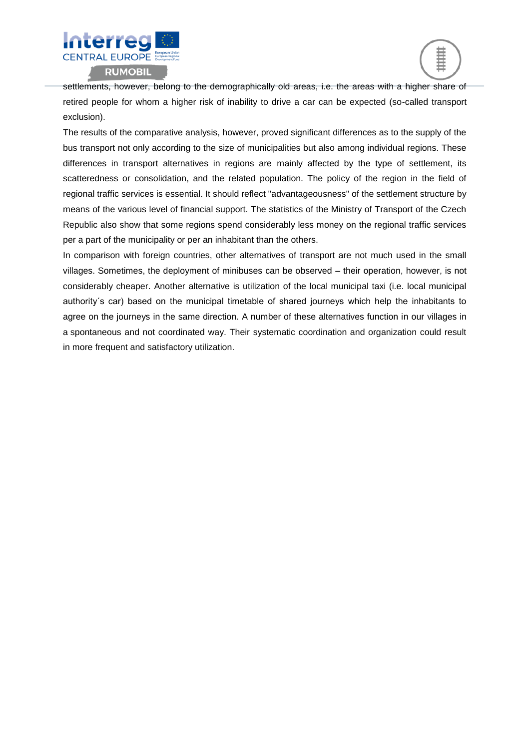settlements, however, belong to the demographically old areas, i.e. the areas with a higher share of retired people for whom a higher risk of inability to drive a car can be expected (so-called transport exclusion).

The results of the comparative analysis, however, proved significant differences as to the supply of the bus transport not only according to the size of municipalities but also among individual regions. These differences in transport alternatives in regions are mainly affected by the type of settlement, its scatteredness or consolidation, and the related population. The policy of the region in the field of regional traffic services is essential. It should reflect "advantageousness" of the settlement structure by means of the various level of financial support. The statistics of the Ministry of Transport of the Czech Republic also show that some regions spend considerably less money on the regional traffic services per a part of the municipality or per an inhabitant than the others.

In comparison with foreign countries, other alternatives of transport are not much used in the small villages. Sometimes, the deployment of minibuses can be observed – their operation, however, is not considerably cheaper. Another alternative is utilization of the local municipal taxi (i.e. local municipal authority´s car) based on the municipal timetable of shared journeys which help the inhabitants to agree on the journeys in the same direction. A number of these alternatives function in our villages in a spontaneous and not coordinated way. Their systematic coordination and organization could result in more frequent and satisfactory utilization.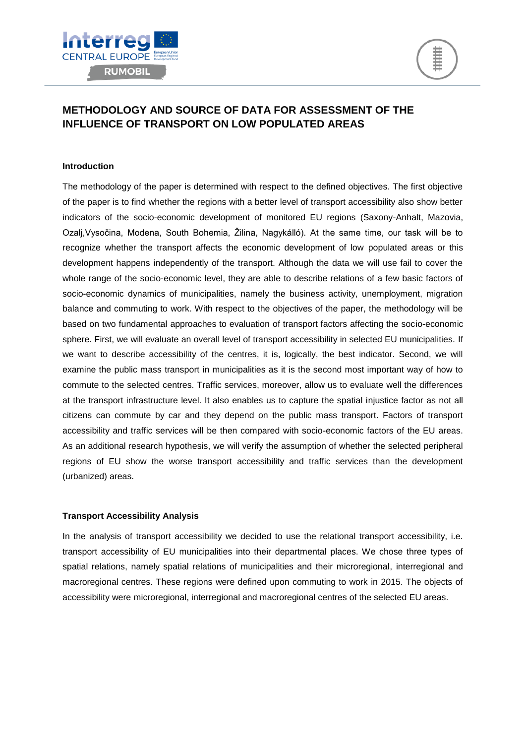# METHODOLOGY AND SOURCE OF DATA FOR ASSESSMENT OF THE INFLUENCE OF TRANSPORT ON LOW POPULATED AREAS

**Introduction**

The methodology of the paper is determined with respect to the defined objectives. The first objective of the paper is to find whether the regions with a better level of transport accessibility also show better indicators of the socio-economic development of monitored EU regions (Saxony-Anhalt, Mazovia, Ozalj,Vysočina, Modena, South Bohemia, Žilina, Nagykálló). At the same time, our task will be to recognize whether the transport affects the economic development of low populated areas or this development happens independently of the transport. Although the data we will use fail to cover the whole range of the socio-economic level, they are able to describe relations of a few basic factors of socio-economic dynamics of municipalities, namely the business activity, unemployment, migration balance and commuting to work. With respect to the objectives of the paper, the methodology will be based on two fundamental approaches to evaluation of transport factors affecting the socio-economic sphere. First, we will evaluate an overall level of transport accessibility in selected EU municipalities. If we want to describe accessibility of the centres, it is, logically, the best indicator. Second, we will examine the public mass transport in municipalities as it is the second most important way of how to commute to the selected centres. Traffic services, moreover, allow us to evaluate well the differences at the transport infrastructure level. It also enables us to capture the spatial injustice factor as not all citizens can commute by car and they depend on the public mass transport. Factors of transport accessibility and traffic services will be then compared with socio-economic factors of the EU areas. As an additional research hypothesis, we will verify the assumption of whether the selected peripheral regions of EU show the worse transport accessibility and traffic services than the development (urbanized) areas.

**Transport Accessibility Analysis**

In the analysis of transport accessibility we decided to use the relational transport accessibility, i.e. transport accessibility of EU municipalities into their departmental places. We chose three types of spatial relations, namely spatial relations of municipalities and their microregional, interregional and macroregional centres. These regions were defined upon commuting to work in 2015. The objects of accessibility were microregional, interregional and macroregional centres of the selected EU areas.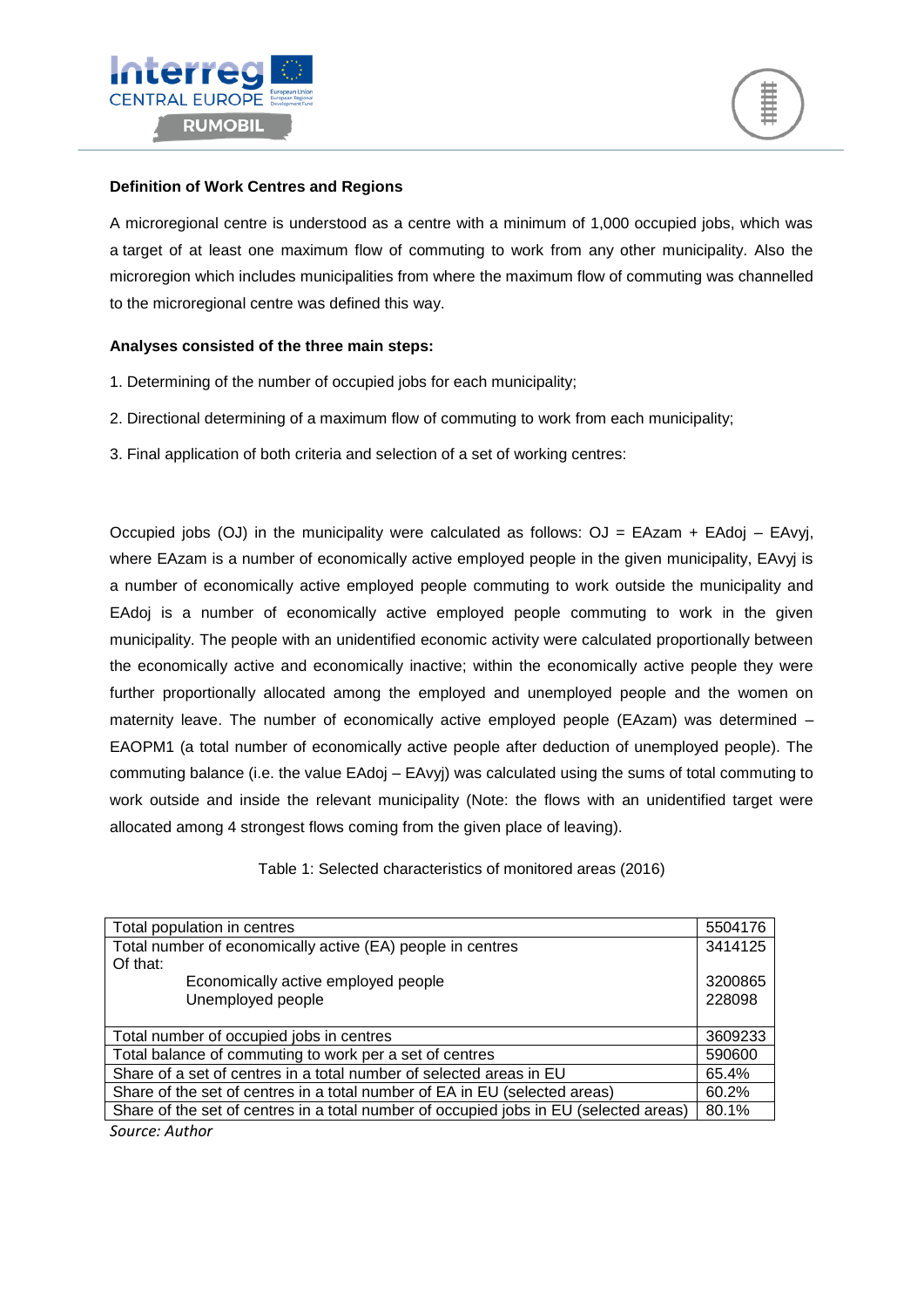**Definition of Work Centres and Regions**

A microregional centre is understood as a centre with a minimum of 1,000 occupied jobs, which was a target of at least one maximum flow of commuting to work from any other municipality. Also the microregion which includes municipalities from where the maximum flow of commuting was channelled to the microregional centre was defined this way.

**Analyses consisted of the three main steps:**

1. Determining of the number of occupied jobs for each municipality;
2. Directional determining of a maximum flow of commuting to work from each municipality;
3. Final application of both criteria and selection of a set of working centres:

Occupied jobs (OJ) in the municipality were calculated as follows: OJ = EAzam + EAdoj – EAvyj, where EAzam is a number of economically active employed people in the given municipality, EAvyj is a number of economically active employed people commuting to work outside the municipality and EAdoj is a number of economically active employed people commuting to work in the given municipality. The people with an unidentified economic activity were calculated proportionally between the economically active and economically inactive; within the economically active people they were further proportionally allocated among the employed and unemployed people and the women on maternity leave. The number of economically active employed people (EAzam) was determined – EAOPM1 (a total number of economically active people after deduction of unemployed people). The commuting balance (i.e. the value EAdoj – EAvyj) was calculated using the sums of total commuting to work outside and inside the relevant municipality (Note: the flows with an unidentified target were allocated among 4 strongest flows coming from the given place of leaving).

Table 1: Selected characteristics of monitored areas (2016)

| | |
|---|---|
| Total population in centres | 5504176 |
| Total number of economically active (EA) people in centres<br>Of that: | 3414125 |
| Economically active employed people | 3200865 |
| Unemployed people | 228098 |
| Total number of occupied jobs in centres | 3609233 |
| Total balance of commuting to work per a set of centres | 590600 |
| Share of a set of centres in a total number of selected areas in EU | 65.4% |
| Share of the set of centres in a total number of EA in EU (selected areas) | 60.2% |
| Share of the set of centres in a total number of occupied jobs in EU (selected areas) | 80.1% |

*Source: Author*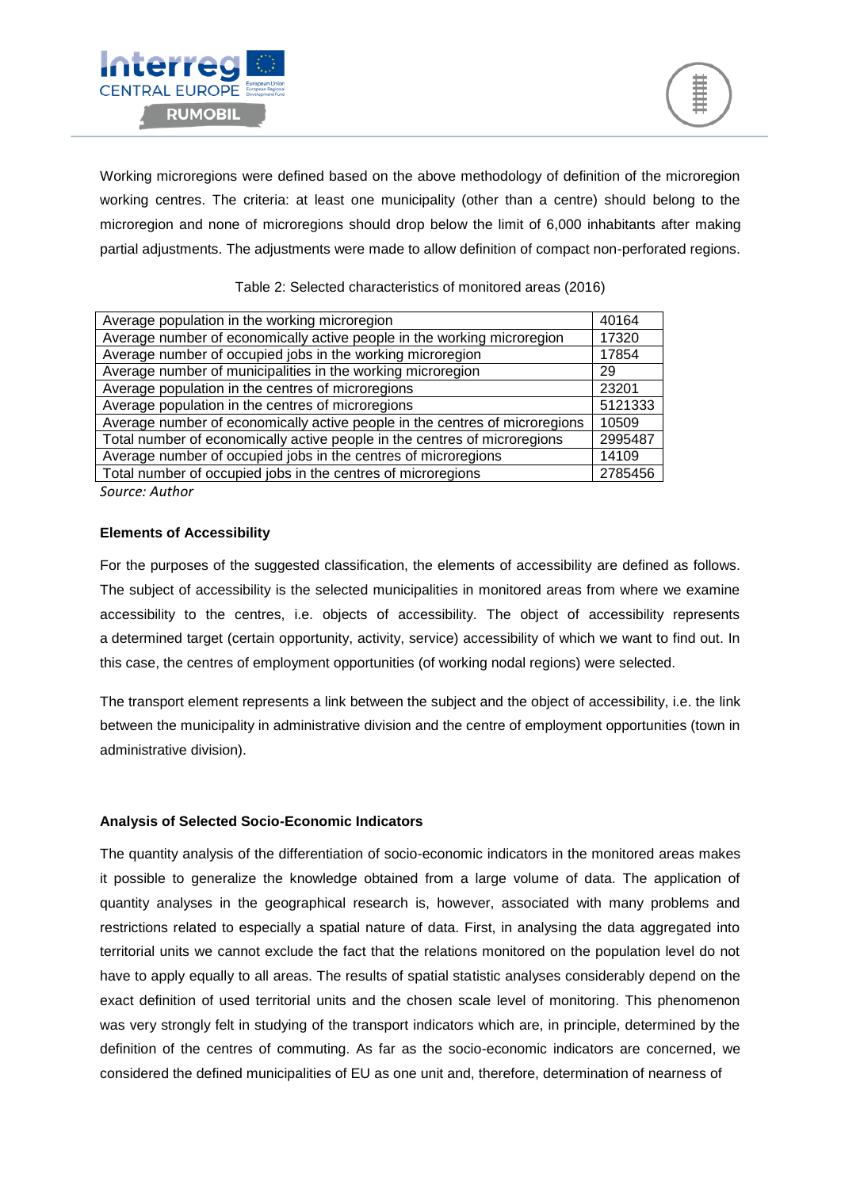Working microregions were defined based on the above methodology of definition of the microregion working centres. The criteria: at least one municipality (other than a centre) should belong to the microregion and none of microregions should drop below the limit of 6,000 inhabitants after making partial adjustments. The adjustments were made to allow definition of compact non-perforated regions.

Table 2: Selected characteristics of monitored areas (2016)

| | |
|---|---|
| Average population in the working microregion | 40164 |
| Average number of economically active people in the working microregion | 17320 |
| Average number of occupied jobs in the working microregion | 17854 |
| Average number of municipalities in the working microregion | 29 |
| Average population in the centres of microregions | 23201 |
| Average population in the centres of microregions | 5121333 |
| Average number of economically active people in the centres of microregions | 10509 |
| Total number of economically active people in the centres of microregions | 2995487 |
| Average number of occupied jobs in the centres of microregions | 14109 |
| Total number of occupied jobs in the centres of microregions | 2785456 |

*Source: Author*

**Elements of Accessibility**

For the purposes of the suggested classification, the elements of accessibility are defined as follows. The subject of accessibility is the selected municipalities in monitored areas from where we examine accessibility to the centres, i.e. objects of accessibility. The object of accessibility represents a determined target (certain opportunity, activity, service) accessibility of which we want to find out. In this case, the centres of employment opportunities (of working nodal regions) were selected.

The transport element represents a link between the subject and the object of accessibility, i.e. the link between the municipality in administrative division and the centre of employment opportunities (town in administrative division).

**Analysis of Selected Socio-Economic Indicators**

The quantity analysis of the differentiation of socio-economic indicators in the monitored areas makes it possible to generalize the knowledge obtained from a large volume of data. The application of quantity analyses in the geographical research is, however, associated with many problems and restrictions related to especially a spatial nature of data. First, in analysing the data aggregated into territorial units we cannot exclude the fact that the relations monitored on the population level do not have to apply equally to all areas. The results of spatial statistic analyses considerably depend on the exact definition of used territorial units and the chosen scale level of monitoring. This phenomenon was very strongly felt in studying of the transport indicators which are, in principle, determined by the definition of the centres of commuting. As far as the socio-economic indicators are concerned, we considered the defined municipalities of EU as one unit and, therefore, determination of nearness of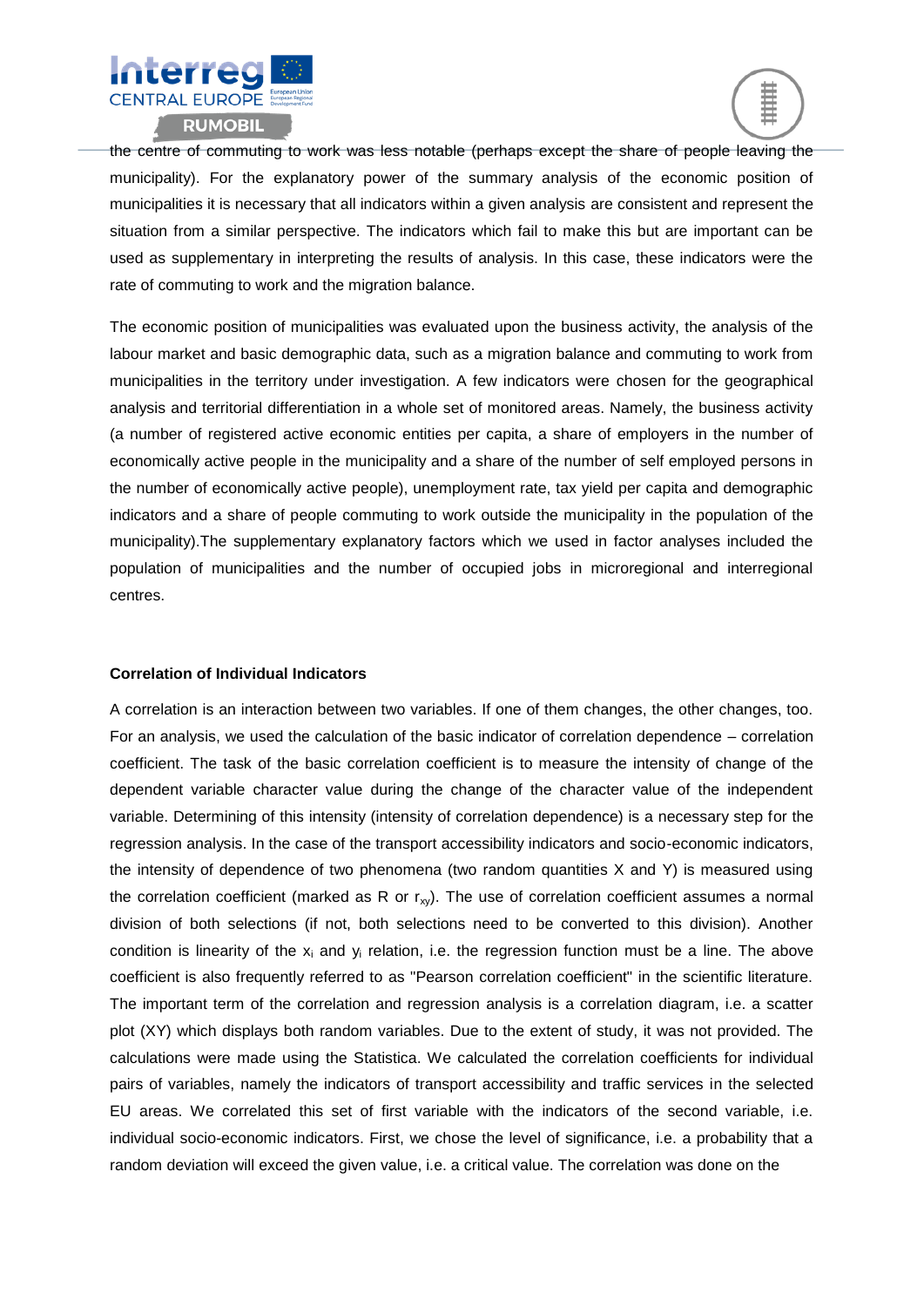the centre of commuting to work was less notable (perhaps except the share of people leaving the municipality). For the explanatory power of the summary analysis of the economic position of municipalities it is necessary that all indicators within a given analysis are consistent and represent the situation from a similar perspective. The indicators which fail to make this but are important can be used as supplementary in interpreting the results of analysis. In this case, these indicators were the rate of commuting to work and the migration balance.

The economic position of municipalities was evaluated upon the business activity, the analysis of the labour market and basic demographic data, such as a migration balance and commuting to work from municipalities in the territory under investigation. A few indicators were chosen for the geographical analysis and territorial differentiation in a whole set of monitored areas. Namely, the business activity (a number of registered active economic entities per capita, a share of employers in the number of economically active people in the municipality and a share of the number of self employed persons in the number of economically active people), unemployment rate, tax yield per capita and demographic indicators and a share of people commuting to work outside the municipality in the population of the municipality).The supplementary explanatory factors which we used in factor analyses included the population of municipalities and the number of occupied jobs in microregional and interregional centres.

**Correlation of Individual Indicators**

A correlation is an interaction between two variables. If one of them changes, the other changes, too. For an analysis, we used the calculation of the basic indicator of correlation dependence – correlation coefficient. The task of the basic correlation coefficient is to measure the intensity of change of the dependent variable character value during the change of the character value of the independent variable. Determining of this intensity (intensity of correlation dependence) is a necessary step for the regression analysis. In the case of the transport accessibility indicators and socio-economic indicators, the intensity of dependence of two phenomena (two random quantities X and Y) is measured using the correlation coefficient (marked as R or $r_{xy}$). The use of correlation coefficient assumes a normal division of both selections (if not, both selections need to be converted to this division). Another condition is linearity of the $x_i$ and $y_i$ relation, i.e. the regression function must be a line. The above coefficient is also frequently referred to as "Pearson correlation coefficient" in the scientific literature. The important term of the correlation and regression analysis is a correlation diagram, i.e. a scatter plot (XY) which displays both random variables. Due to the extent of study, it was not provided. The calculations were made using the Statistica. We calculated the correlation coefficients for individual pairs of variables, namely the indicators of transport accessibility and traffic services in the selected EU areas. We correlated this set of first variable with the indicators of the second variable, i.e. individual socio-economic indicators. First, we chose the level of significance, i.e. a probability that a random deviation will exceed the given value, i.e. a critical value. The correlation was done on the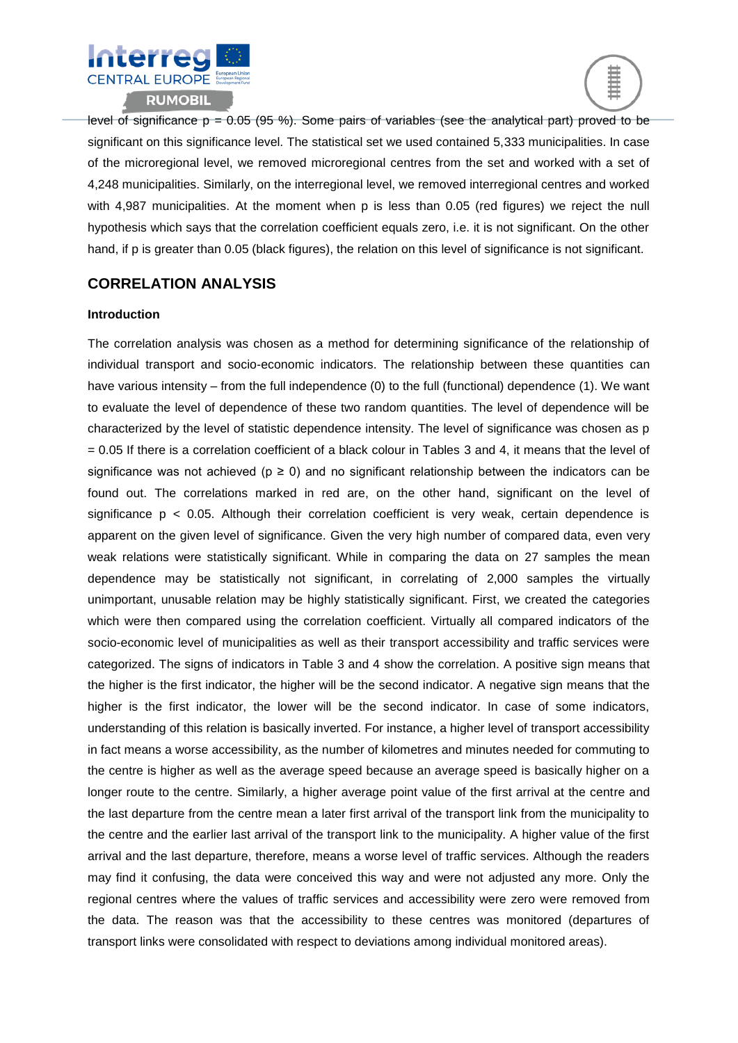level of significance $p = 0.05$ (95 %). Some pairs of variables (see the analytical part) proved to be significant on this significance level. The statistical set we used contained 5,333 municipalities. In case of the microregional level, we removed microregional centres from the set and worked with a set of 4,248 municipalities. Similarly, on the interregional level, we removed interregional centres and worked with 4,987 municipalities. At the moment when p is less than 0.05 (red figures) we reject the null hypothesis which says that the correlation coefficient equals zero, i.e. it is not significant. On the other hand, if p is greater than 0.05 (black figures), the relation on this level of significance is not significant.

## CORRELATION ANALYSIS

### Introduction

The correlation analysis was chosen as a method for determining significance of the relationship of individual transport and socio-economic indicators. The relationship between these quantities can have various intensity – from the full independence (0) to the full (functional) dependence (1). We want to evaluate the level of dependence of these two random quantities. The level of dependence will be characterized by the level of statistic dependence intensity. The level of significance was chosen as $p = 0.05$ If there is a correlation coefficient of a black colour in Tables 3 and 4, it means that the level of significance was not achieved ($p \geq 0$) and no significant relationship between the indicators can be found out. The correlations marked in red are, on the other hand, significant on the level of significance $p < 0.05$. Although their correlation coefficient is very weak, certain dependence is apparent on the given level of significance. Given the very high number of compared data, even very weak relations were statistically significant. While in comparing the data on 27 samples the mean dependence may be statistically not significant, in correlating of 2,000 samples the virtually unimportant, unusable relation may be highly statistically significant. First, we created the categories which were then compared using the correlation coefficient. Virtually all compared indicators of the socio-economic level of municipalities as well as their transport accessibility and traffic services were categorized. The signs of indicators in Table 3 and 4 show the correlation. A positive sign means that the higher is the first indicator, the higher will be the second indicator. A negative sign means that the higher is the first indicator, the lower will be the second indicator. In case of some indicators, understanding of this relation is basically inverted. For instance, a higher level of transport accessibility in fact means a worse accessibility, as the number of kilometres and minutes needed for commuting to the centre is higher as well as the average speed because an average speed is basically higher on a longer route to the centre. Similarly, a higher average point value of the first arrival at the centre and the last departure from the centre mean a later first arrival of the transport link from the municipality to the centre and the earlier last arrival of the transport link to the municipality. A higher value of the first arrival and the last departure, therefore, means a worse level of traffic services. Although the readers may find it confusing, the data were conceived this way and were not adjusted any more. Only the regional centres where the values of traffic services and accessibility were zero were removed from the data. The reason was that the accessibility to these centres was monitored (departures of transport links were consolidated with respect to deviations among individual monitored areas).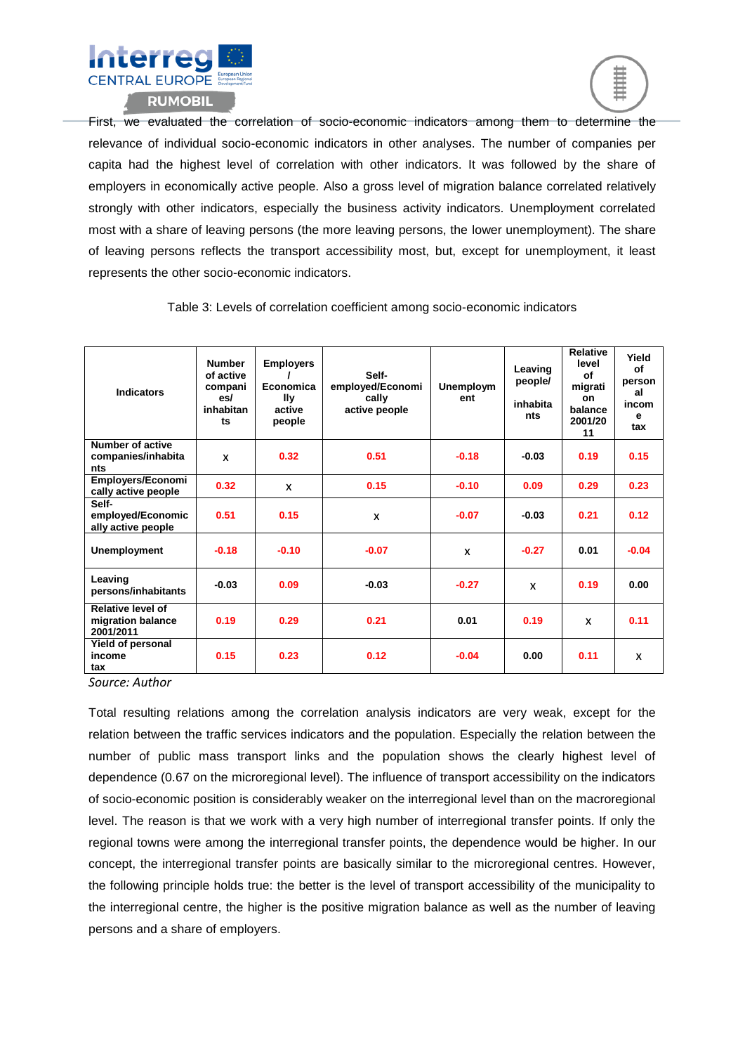First, we evaluated the correlation of socio-economic indicators among them to determine the relevance of individual socio-economic indicators in other analyses. The number of companies per capita had the highest level of correlation with other indicators. It was followed by the share of employers in economically active people. Also a gross level of migration balance correlated relatively strongly with other indicators, especially the business activity indicators. Unemployment correlated most with a share of leaving persons (the more leaving persons, the lower unemployment). The share of leaving persons reflects the transport accessibility most, but, except for unemployment, it least represents the other socio-economic indicators.

Table 3: Levels of correlation coefficient among socio-economic indicators

| Indicators | Number of active companies/inhabitants | Employers / Economically active people | Self-employed/Economically active people | Unemployment | Leaving people/ inhabitants | Relative level of migration balance 2001/2011 | Yield of personal income tax |
|---|---|---|---|---|---|---|---|
| **Number of active companies/inhabitants** | x | 0.32 | 0.51 | -0.18 | -0.03 | 0.19 | 0.15 |
| **Employers/Economically active people** | 0.32 | x | 0.15 | -0.10 | 0.09 | 0.29 | 0.23 |
| **Self-employed/Economically active people** | 0.51 | 0.15 | x | -0.07 | -0.03 | 0.21 | 0.12 |
| **Unemployment** | -0.18 | -0.10 | -0.07 | x | -0.27 | 0.01 | -0.04 |
| **Leaving persons/inhabitants** | -0.03 | 0.09 | -0.03 | -0.27 | x | 0.19 | 0.00 |
| **Relative level of migration balance 2001/2011** | 0.19 | 0.29 | 0.21 | 0.01 | 0.19 | x | 0.11 |
| **Yield of personal income tax** | 0.15 | 0.23 | 0.12 | -0.04 | 0.00 | 0.11 | x |

*Source: Author*

Total resulting relations among the correlation analysis indicators are very weak, except for the relation between the traffic services indicators and the population. Especially the relation between the number of public mass transport links and the population shows the clearly highest level of dependence (0.67 on the microregional level). The influence of transport accessibility on the indicators of socio-economic position is considerably weaker on the interregional level than on the macroregional level. The reason is that we work with a very high number of interregional transfer points. If only the regional towns were among the interregional transfer points, the dependence would be higher. In our concept, the interregional transfer points are basically similar to the microregional centres. However, the following principle holds true: the better is the level of transport accessibility of the municipality to the interregional centre, the higher is the positive migration balance as well as the number of leaving persons and a share of employers.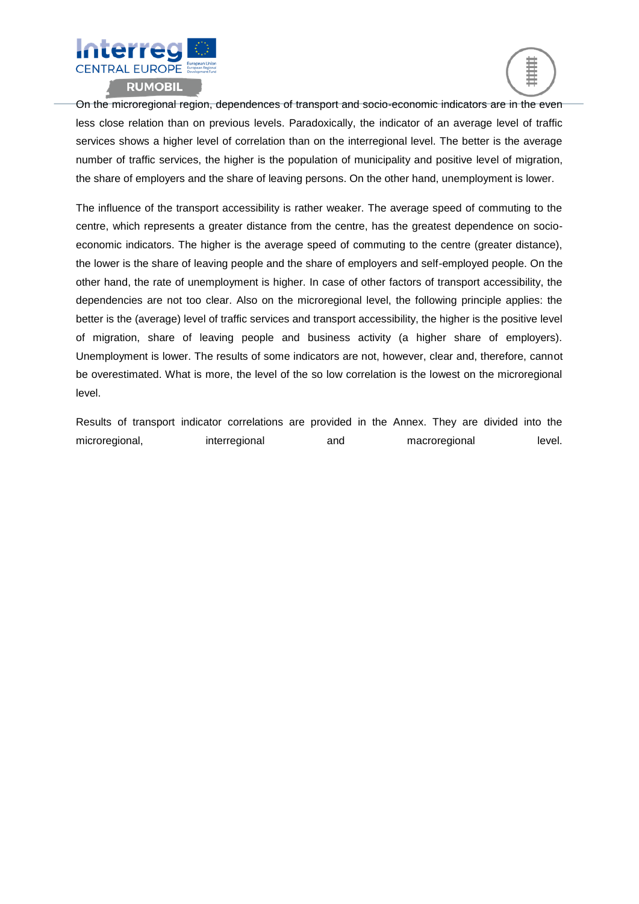On the microregional region, dependences of transport and socio-economic indicators are in the even less close relation than on previous levels. Paradoxically, the indicator of an average level of traffic services shows a higher level of correlation than on the interregional level. The better is the average number of traffic services, the higher is the population of municipality and positive level of migration, the share of employers and the share of leaving persons. On the other hand, unemployment is lower.

The influence of the transport accessibility is rather weaker. The average speed of commuting to the centre, which represents a greater distance from the centre, has the greatest dependence on socio-economic indicators. The higher is the average speed of commuting to the centre (greater distance), the lower is the share of leaving people and the share of employers and self-employed people. On the other hand, the rate of unemployment is higher. In case of other factors of transport accessibility, the dependencies are not too clear. Also on the microregional level, the following principle applies: the better is the (average) level of traffic services and transport accessibility, the higher is the positive level of migration, share of leaving people and business activity (a higher share of employers). Unemployment is lower. The results of some indicators are not, however, clear and, therefore, cannot be overestimated. What is more, the level of the so low correlation is the lowest on the microregional level.

Results of transport indicator correlations are provided in the Annex. They are divided into the microregional, interregional and macroregional level.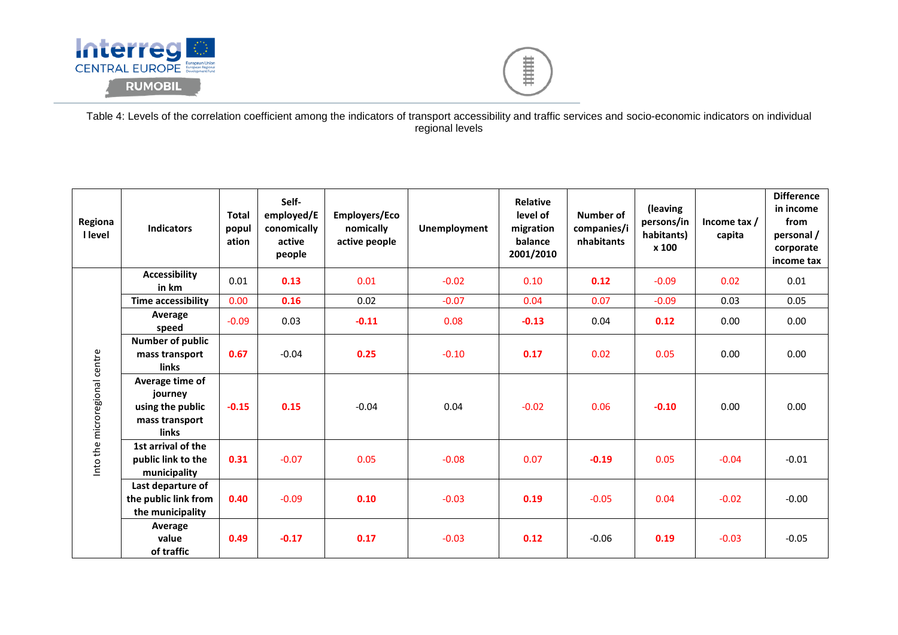Table 4: Levels of the correlation coefficient among the indicators of transport accessibility and traffic services and socio-economic indicators on individual regional levels

| Regional level | Indicators | Total population | Self-employed/Economically active people | Employers/Economically active people | Unemployment | Relative level of migration balance 2001/2010 | Number of companies/inhabitants | (leaving persons/inhabitants) x 100 | Income tax / capita | Difference in income from personal / corporate income tax |
|---|---|---|---|---|---|---|---|---|---|---|
| Into the microregional centre | Accessibility in km | 0.01 | **0.13** | 0.01 | -0.02 | 0.10 | **0.12** | -0.09 | 0.02 | 0.01 |
| | Time accessibility | 0.00 | **0.16** | 0.02 | -0.07 | 0.04 | 0.07 | -0.09 | 0.03 | 0.05 |
| | Average speed | -0.09 | 0.03 | **-0.11** | 0.08 | **-0.13** | 0.04 | **0.12** | 0.00 | 0.00 |
| | Number of public mass transport links | **0.67** | -0.04 | **0.25** | -0.10 | **0.17** | 0.02 | 0.05 | 0.00 | 0.00 |
| | Average time of journey using the public mass transport links | **-0.15** | **0.15** | -0.04 | 0.04 | -0.02 | 0.06 | **-0.10** | 0.00 | 0.00 |
| | 1st arrival of the public link to the municipality | **0.31** | -0.07 | 0.05 | -0.08 | 0.07 | **-0.19** | 0.05 | -0.04 | -0.01 |
| | Last departure of the public link from the municipality | **0.40** | -0.09 | **0.10** | -0.03 | **0.19** | -0.05 | 0.04 | -0.02 | -0.00 |
| | Average value of traffic | **0.49** | **-0.17** | **0.17** | -0.03 | **0.12** | -0.06 | **0.19** | -0.03 | -0.05 |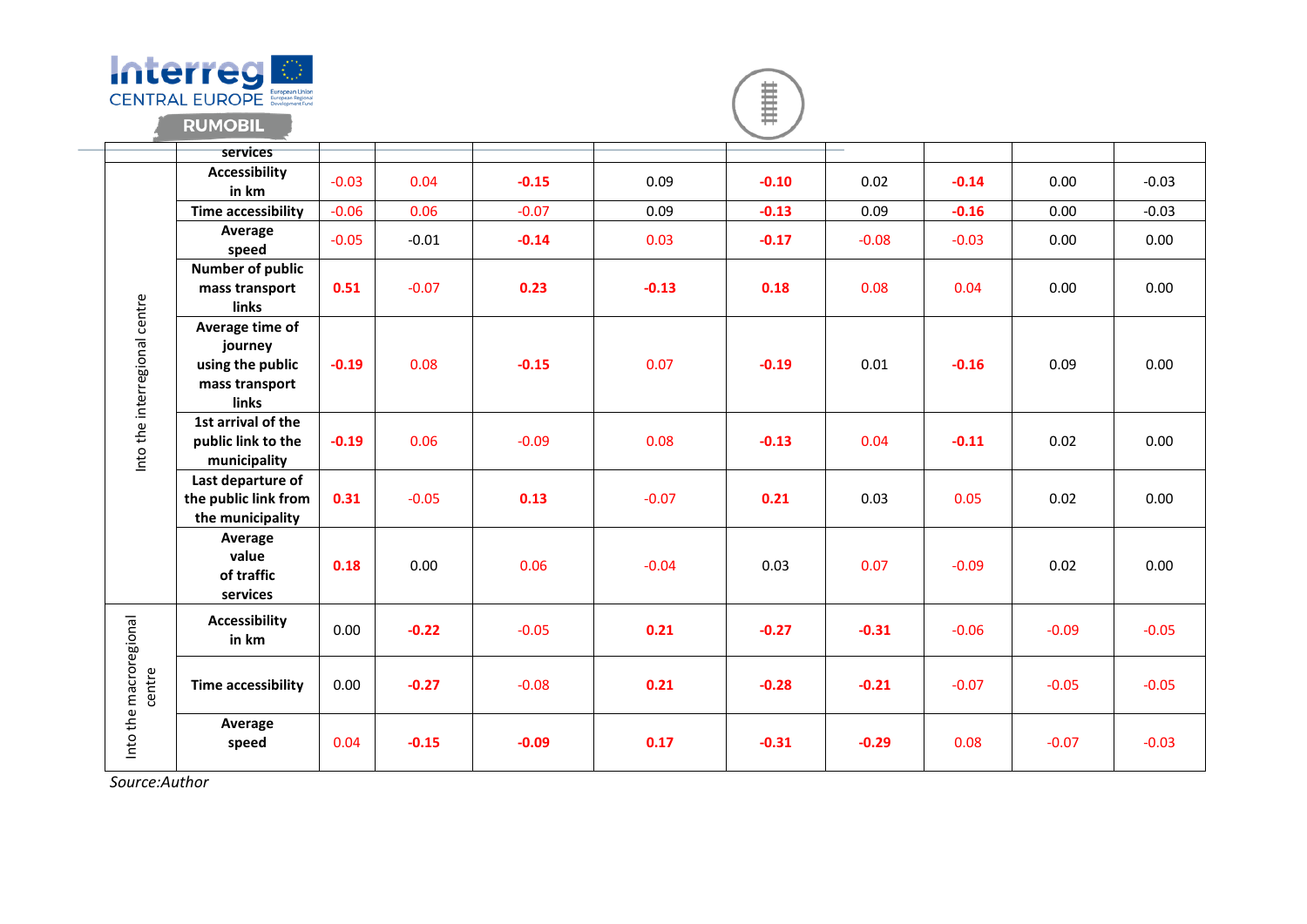| | services | | | | | | | | | |
|---|---|---|---|---|---|---|---|---|---|---|
| Into the interregional centre | Accessibility in km | -0.03 | 0.04 | **-0.15** | 0.09 | **-0.10** | 0.02 | **-0.14** | 0.00 | -0.03 |
| | Time accessibility | -0.06 | 0.06 | -0.07 | 0.09 | **-0.13** | 0.09 | **-0.16** | 0.00 | -0.03 |
| | Average speed | -0.05 | -0.01 | **-0.14** | 0.03 | **-0.17** | -0.08 | -0.03 | 0.00 | 0.00 |
| | Number of public mass transport links | **0.51** | -0.07 | **0.23** | **-0.13** | **0.18** | 0.08 | 0.04 | 0.00 | 0.00 |
| | Average time of journey using the public mass transport links | **-0.19** | 0.08 | **-0.15** | 0.07 | **-0.19** | 0.01 | **-0.16** | 0.09 | 0.00 |
| | 1st arrival of the public link to the municipality | **-0.19** | 0.06 | -0.09 | 0.08 | **-0.13** | 0.04 | **-0.11** | 0.02 | 0.00 |
| | Last departure of the public link from the municipality | **0.31** | -0.05 | **0.13** | -0.07 | **0.21** | 0.03 | 0.05 | 0.02 | 0.00 |
| | Average value of traffic services | **0.18** | 0.00 | 0.06 | -0.04 | 0.03 | 0.07 | -0.09 | 0.02 | 0.00 |
| Into the macroregional centre | Accessibility in km | 0.00 | **-0.22** | -0.05 | **0.21** | **-0.27** | **-0.31** | -0.06 | -0.09 | -0.05 |
| | Time accessibility | 0.00 | **-0.27** | -0.08 | **0.21** | **-0.28** | **-0.21** | -0.07 | -0.05 | -0.05 |
| | Average speed | 0.04 | **-0.15** | **-0.09** | **0.17** | **-0.31** | **-0.29** | 0.08 | -0.07 | -0.03 |

*Source:Author*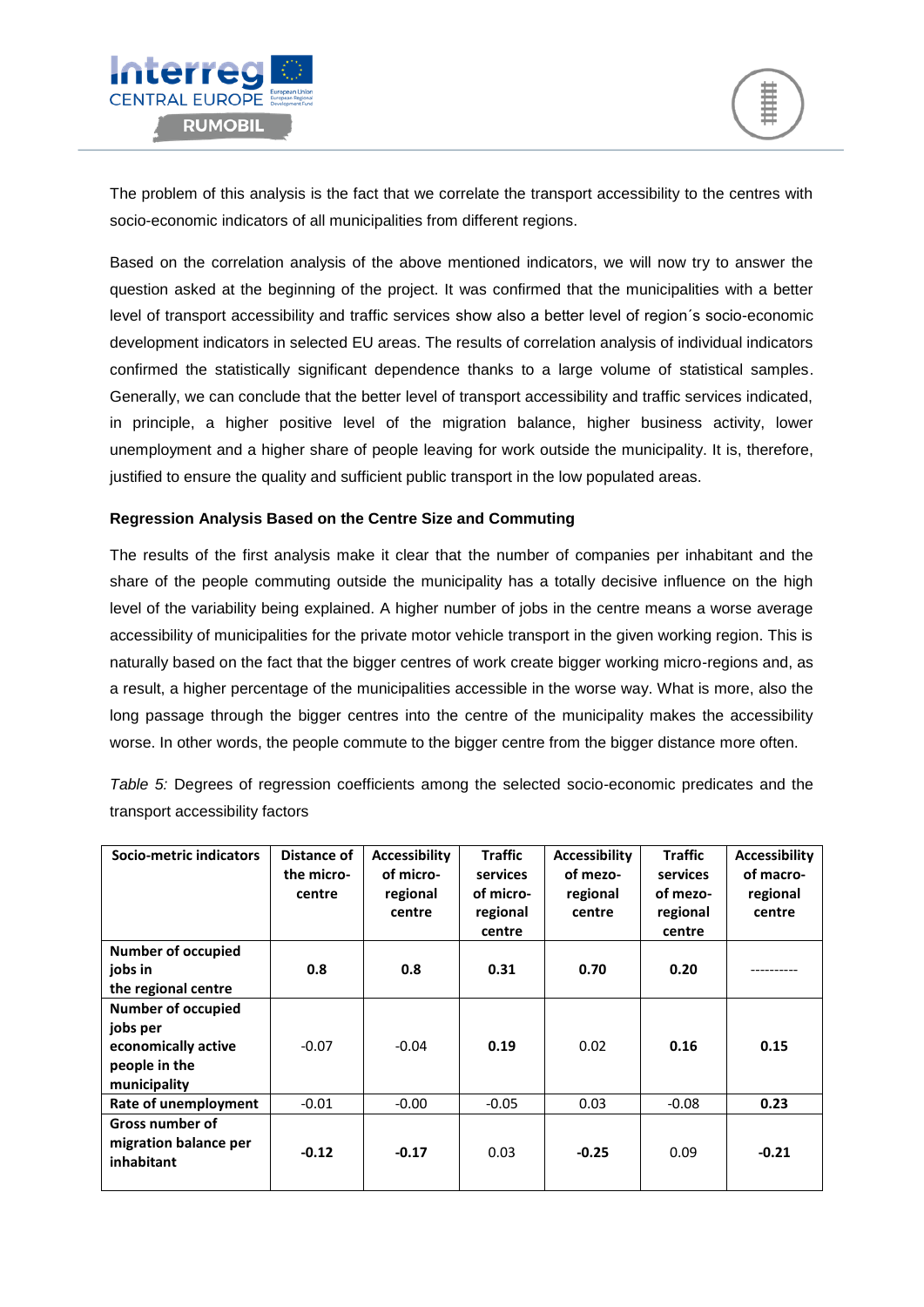The problem of this analysis is the fact that we correlate the transport accessibility to the centres with socio-economic indicators of all municipalities from different regions.

Based on the correlation analysis of the above mentioned indicators, we will now try to answer the question asked at the beginning of the project. It was confirmed that the municipalities with a better level of transport accessibility and traffic services show also a better level of region´s socio-economic development indicators in selected EU areas. The results of correlation analysis of individual indicators confirmed the statistically significant dependence thanks to a large volume of statistical samples. Generally, we can conclude that the better level of transport accessibility and traffic services indicated, in principle, a higher positive level of the migration balance, higher business activity, lower unemployment and a higher share of people leaving for work outside the municipality. It is, therefore, justified to ensure the quality and sufficient public transport in the low populated areas.

**Regression Analysis Based on the Centre Size and Commuting**

The results of the first analysis make it clear that the number of companies per inhabitant and the share of the people commuting outside the municipality has a totally decisive influence on the high level of the variability being explained. A higher number of jobs in the centre means a worse average accessibility of municipalities for the private motor vehicle transport in the given working region. This is naturally based on the fact that the bigger centres of work create bigger working micro-regions and, as a result, a higher percentage of the municipalities accessible in the worse way. What is more, also the long passage through the bigger centres into the centre of the municipality makes the accessibility worse. In other words, the people commute to the bigger centre from the bigger distance more often.

*Table 5:* Degrees of regression coefficients among the selected socio-economic predicates and the transport accessibility factors

| Socio-metric indicators | Distance of the micro-centre | Accessibility of micro-regional centre | Traffic services of micro-regional centre | Accessibility of mezo-regional centre | Traffic services of mezo-regional centre | Accessibility of macro-regional centre |
|---|---|---|---|---|---|---|
| **Number of occupied jobs in the regional centre** | **0.8** | **0.8** | **0.31** | **0.70** | **0.20** | ---------- |
| **Number of occupied jobs per economically active people in the municipality** | -0.07 | -0.04 | **0.19** | 0.02 | **0.16** | **0.15** |
| **Rate of unemployment** | -0.01 | -0.00 | -0.05 | 0.03 | -0.08 | **0.23** |
| **Gross number of migration balance per inhabitant** | **-0.12** | **-0.17** | 0.03 | **-0.25** | 0.09 | **-0.21** |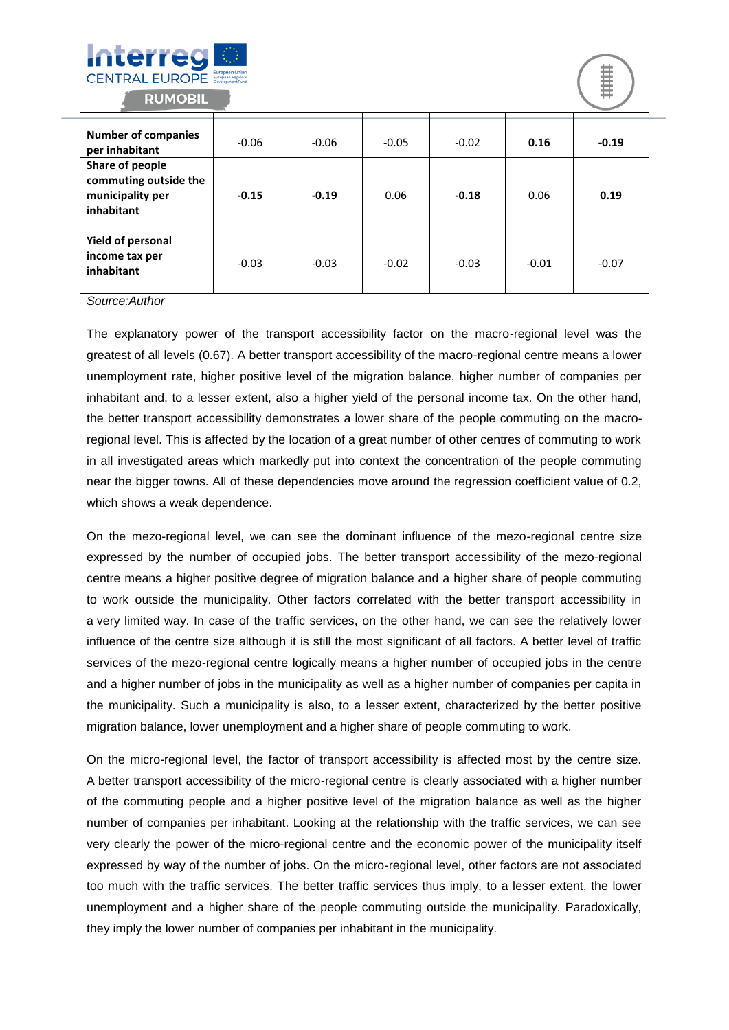| | | | | | | |
|---|---|---|---|---|---|---|
| **Number of companies per inhabitant** | -0.06 | -0.06 | -0.05 | -0.02 | **0.16** | **-0.19** |
| **Share of people commuting outside the municipality per inhabitant** | **-0.15** | **-0.19** | 0.06 | **-0.18** | 0.06 | **0.19** |
| **Yield of personal income tax per inhabitant** | -0.03 | -0.03 | -0.02 | -0.03 | -0.01 | -0.07 |

*Source:Author*

The explanatory power of the transport accessibility factor on the macro-regional level was the greatest of all levels (0.67). A better transport accessibility of the macro-regional centre means a lower unemployment rate, higher positive level of the migration balance, higher number of companies per inhabitant and, to a lesser extent, also a higher yield of the personal income tax. On the other hand, the better transport accessibility demonstrates a lower share of the people commuting on the macro-regional level. This is affected by the location of a great number of other centres of commuting to work in all investigated areas which markedly put into context the concentration of the people commuting near the bigger towns. All of these dependencies move around the regression coefficient value of 0.2, which shows a weak dependence.

On the mezo-regional level, we can see the dominant influence of the mezo-regional centre size expressed by the number of occupied jobs. The better transport accessibility of the mezo-regional centre means a higher positive degree of migration balance and a higher share of people commuting to work outside the municipality. Other factors correlated with the better transport accessibility in a very limited way. In case of the traffic services, on the other hand, we can see the relatively lower influence of the centre size although it is still the most significant of all factors. A better level of traffic services of the mezo-regional centre logically means a higher number of occupied jobs in the centre and a higher number of jobs in the municipality as well as a higher number of companies per capita in the municipality. Such a municipality is also, to a lesser extent, characterized by the better positive migration balance, lower unemployment and a higher share of people commuting to work.

On the micro-regional level, the factor of transport accessibility is affected most by the centre size. A better transport accessibility of the micro-regional centre is clearly associated with a higher number of the commuting people and a higher positive level of the migration balance as well as the higher number of companies per inhabitant. Looking at the relationship with the traffic services, we can see very clearly the power of the micro-regional centre and the economic power of the municipality itself expressed by way of the number of jobs. On the micro-regional level, other factors are not associated too much with the traffic services. The better traffic services thus imply, to a lesser extent, the lower unemployment and a higher share of the people commuting outside the municipality. Paradoxically, they imply the lower number of companies per inhabitant in the municipality.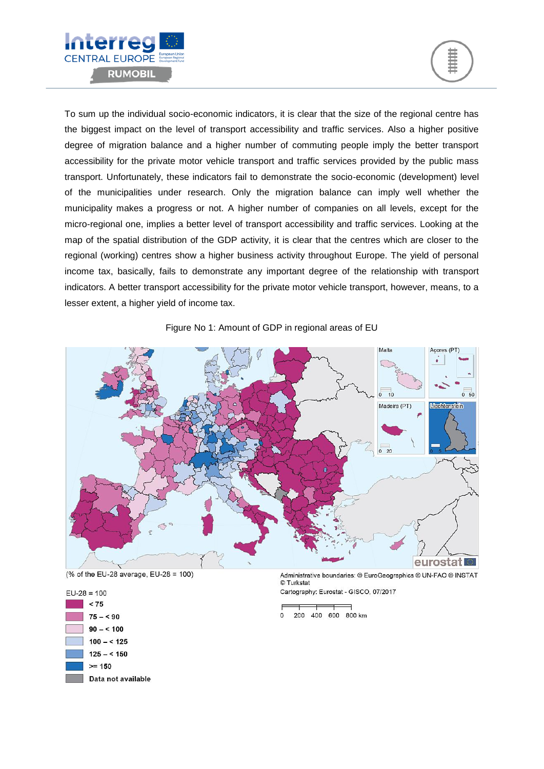To sum up the individual socio-economic indicators, it is clear that the size of the regional centre has the biggest impact on the level of transport accessibility and traffic services. Also a higher positive degree of migration balance and a higher number of commuting people imply the better transport accessibility for the private motor vehicle transport and traffic services provided by the public mass transport. Unfortunately, these indicators fail to demonstrate the socio-economic (development) level of the municipalities under research. Only the migration balance can imply well whether the municipality makes a progress or not. A higher number of companies on all levels, except for the micro-regional one, implies a better level of transport accessibility and traffic services. Looking at the map of the spatial distribution of the GDP activity, it is clear that the centres which are closer to the regional (working) centres show a higher business activity throughout Europe. The yield of personal income tax, basically, fails to demonstrate any important degree of the relationship with transport indicators. A better transport accessibility for the private motor vehicle transport, however, means, to a lesser extent, a higher yield of income tax.

Figure No 1: Amount of GDP in regional areas of EU

(% of the EU-28 average, EU-28 = 100)

EU-28 = 100
- < 75
- 75 – < 90
- 90 – < 100
- 100 – < 125
- 125 – < 150
- >= 150
- Data not available

Administrative boundaries: © EuroGeographics © UN-FAO © INSTAT © Turkstat

Cartography: Eurostat - GISCO, 07/2017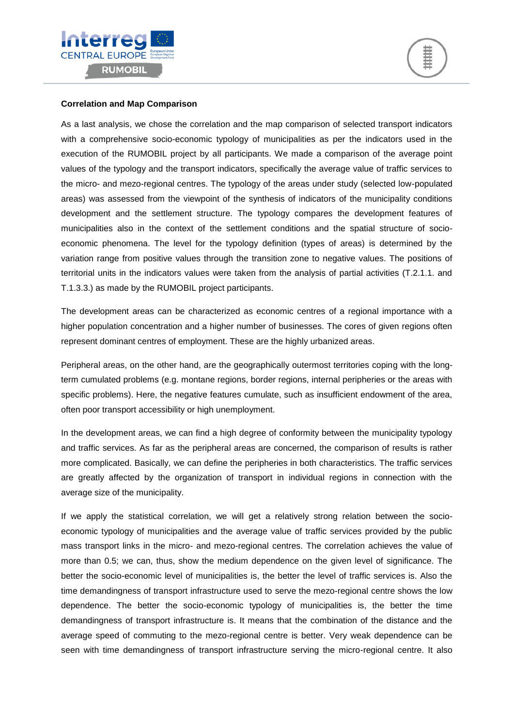**Correlation and Map Comparison**

As a last analysis, we chose the correlation and the map comparison of selected transport indicators with a comprehensive socio-economic typology of municipalities as per the indicators used in the execution of the RUMOBIL project by all participants. We made a comparison of the average point values of the typology and the transport indicators, specifically the average value of traffic services to the micro- and mezo-regional centres. The typology of the areas under study (selected low-populated areas) was assessed from the viewpoint of the synthesis of indicators of the municipality conditions development and the settlement structure. The typology compares the development features of municipalities also in the context of the settlement conditions and the spatial structure of socio-economic phenomena. The level for the typology definition (types of areas) is determined by the variation range from positive values through the transition zone to negative values. The positions of territorial units in the indicators values were taken from the analysis of partial activities (T.2.1.1. and T.1.3.3.) as made by the RUMOBIL project participants.

The development areas can be characterized as economic centres of a regional importance with a higher population concentration and a higher number of businesses. The cores of given regions often represent dominant centres of employment. These are the highly urbanized areas.

Peripheral areas, on the other hand, are the geographically outermost territories coping with the long-term cumulated problems (e.g. montane regions, border regions, internal peripheries or the areas with specific problems). Here, the negative features cumulate, such as insufficient endowment of the area, often poor transport accessibility or high unemployment.

In the development areas, we can find a high degree of conformity between the municipality typology and traffic services. As far as the peripheral areas are concerned, the comparison of results is rather more complicated. Basically, we can define the peripheries in both characteristics. The traffic services are greatly affected by the organization of transport in individual regions in connection with the average size of the municipality.

If we apply the statistical correlation, we will get a relatively strong relation between the socio-economic typology of municipalities and the average value of traffic services provided by the public mass transport links in the micro- and mezo-regional centres. The correlation achieves the value of more than 0.5; we can, thus, show the medium dependence on the given level of significance. The better the socio-economic level of municipalities is, the better the level of traffic services is. Also the time demandingness of transport infrastructure used to serve the mezo-regional centre shows the low dependence. The better the socio-economic typology of municipalities is, the better the time demandingness of transport infrastructure is. It means that the combination of the distance and the average speed of commuting to the mezo-regional centre is better. Very weak dependence can be seen with time demandingness of transport infrastructure serving the micro-regional centre. It also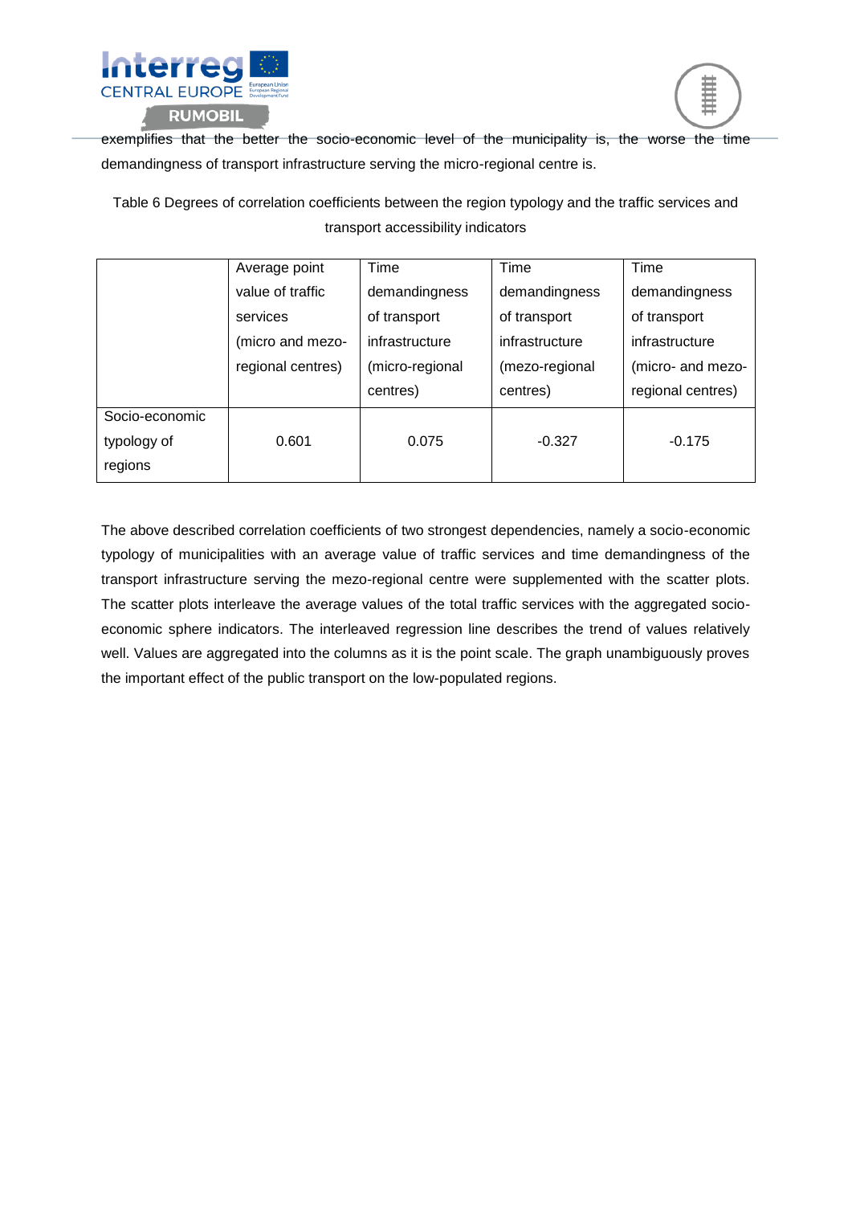exemplifies that the better the socio-economic level of the municipality is, the worse the time demandingness of transport infrastructure serving the micro-regional centre is.

Table 6 Degrees of correlation coefficients between the region typology and the traffic services and transport accessibility indicators

| | Average point value of traffic services (micro and mezo-regional centres) | Time demandingness of transport infrastructure (micro-regional centres) | Time demandingness of transport infrastructure (mezo-regional centres) | Time demandingness of transport infrastructure (micro- and mezo-regional centres) |
|---|---|---|---|---|
| Socio-economic typology of regions | 0.601 | 0.075 | -0.327 | -0.175 |

The above described correlation coefficients of two strongest dependencies, namely a socio-economic typology of municipalities with an average value of traffic services and time demandingness of the transport infrastructure serving the mezo-regional centre were supplemented with the scatter plots. The scatter plots interleave the average values of the total traffic services with the aggregated socio-economic sphere indicators. The interleaved regression line describes the trend of values relatively well. Values are aggregated into the columns as it is the point scale. The graph unambiguously proves the important effect of the public transport on the low-populated regions.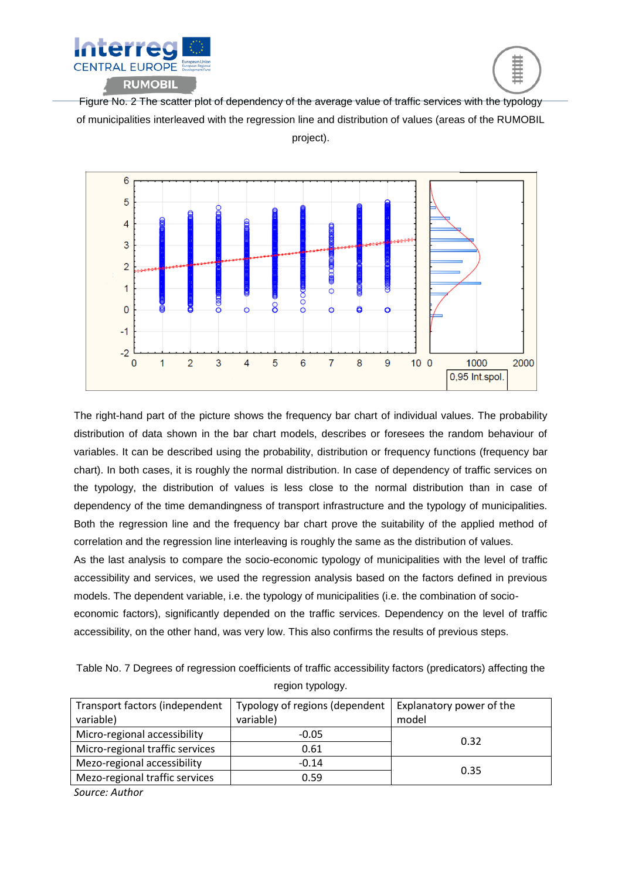Figure No. 2 The scatter plot of dependency of the average value of traffic services with the typology of municipalities interleaved with the regression line and distribution of values (areas of the RUMOBIL project).

The right-hand part of the picture shows the frequency bar chart of individual values. The probability distribution of data shown in the bar chart models, describes or foresees the random behaviour of variables. It can be described using the probability, distribution or frequency functions (frequency bar chart). In both cases, it is roughly the normal distribution. In case of dependency of traffic services on the typology, the distribution of values is less close to the normal distribution than in case of dependency of the time demandingness of transport infrastructure and the typology of municipalities. Both the regression line and the frequency bar chart prove the suitability of the applied method of correlation and the regression line interleaving is roughly the same as the distribution of values.

As the last analysis to compare the socio-economic typology of municipalities with the level of traffic accessibility and services, we used the regression analysis based on the factors defined in previous models. The dependent variable, i.e. the typology of municipalities (i.e. the combination of socio-economic factors), significantly depended on the traffic services. Dependency on the level of traffic accessibility, on the other hand, was very low. This also confirms the results of previous steps.

Table No. 7 Degrees of regression coefficients of traffic accessibility factors (predicators) affecting the region typology.

| Transport factors (independent variable) | Typology of regions (dependent variable) | Explanatory power of the model |
|---|---|---|
| Micro-regional accessibility | -0.05 | 0.32 |
| Micro-regional traffic services | 0.61 | |
| Mezo-regional accessibility | -0.14 | 0.35 |
| Mezo-regional traffic services | 0.59 | |

*Source: Author*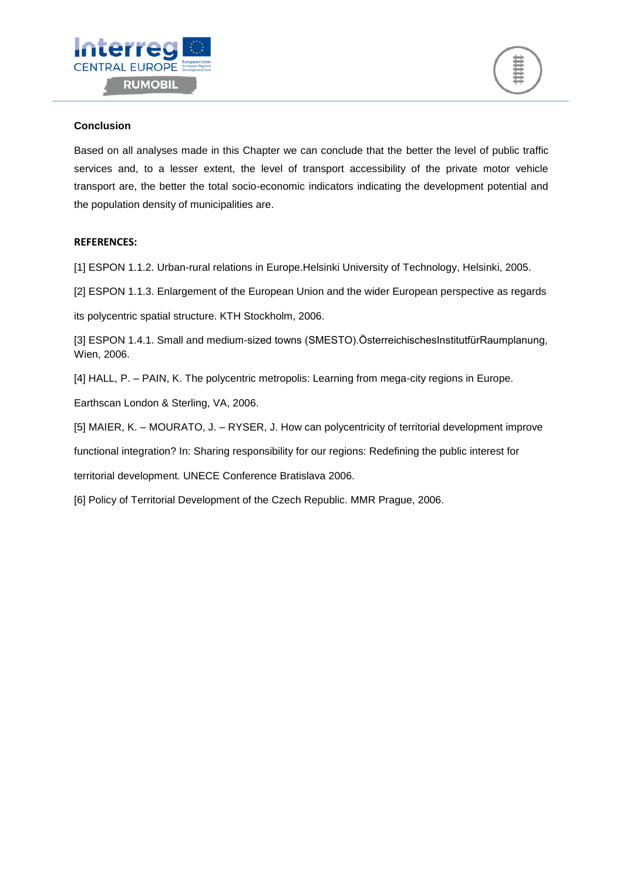**Conclusion**

Based on all analyses made in this Chapter we can conclude that the better the level of public traffic services and, to a lesser extent, the level of transport accessibility of the private motor vehicle transport are, the better the total socio-economic indicators indicating the development potential and the population density of municipalities are.

**REFERENCES:**

[1] ESPON 1.1.2. Urban-rural relations in Europe.Helsinki University of Technology, Helsinki, 2005.

[2] ESPON 1.1.3. Enlargement of the European Union and the wider European perspective as regards its polycentric spatial structure. KTH Stockholm, 2006.

[3] ESPON 1.4.1. Small and medium-sized towns (SMESTO).ÖsterreichischesInstitutfürRaumplanung, Wien, 2006.

[4] HALL, P. – PAIN, K. The polycentric metropolis: Learning from mega-city regions in Europe. Earthscan London & Sterling, VA, 2006.

[5] MAIER, K. – MOURATO, J. – RYSER, J. How can polycentricity of territorial development improve functional integration? In: Sharing responsibility for our regions: Redefining the public interest for territorial development. UNECE Conference Bratislava 2006.

[6] Policy of Territorial Development of the Czech Republic. MMR Prague, 2006.